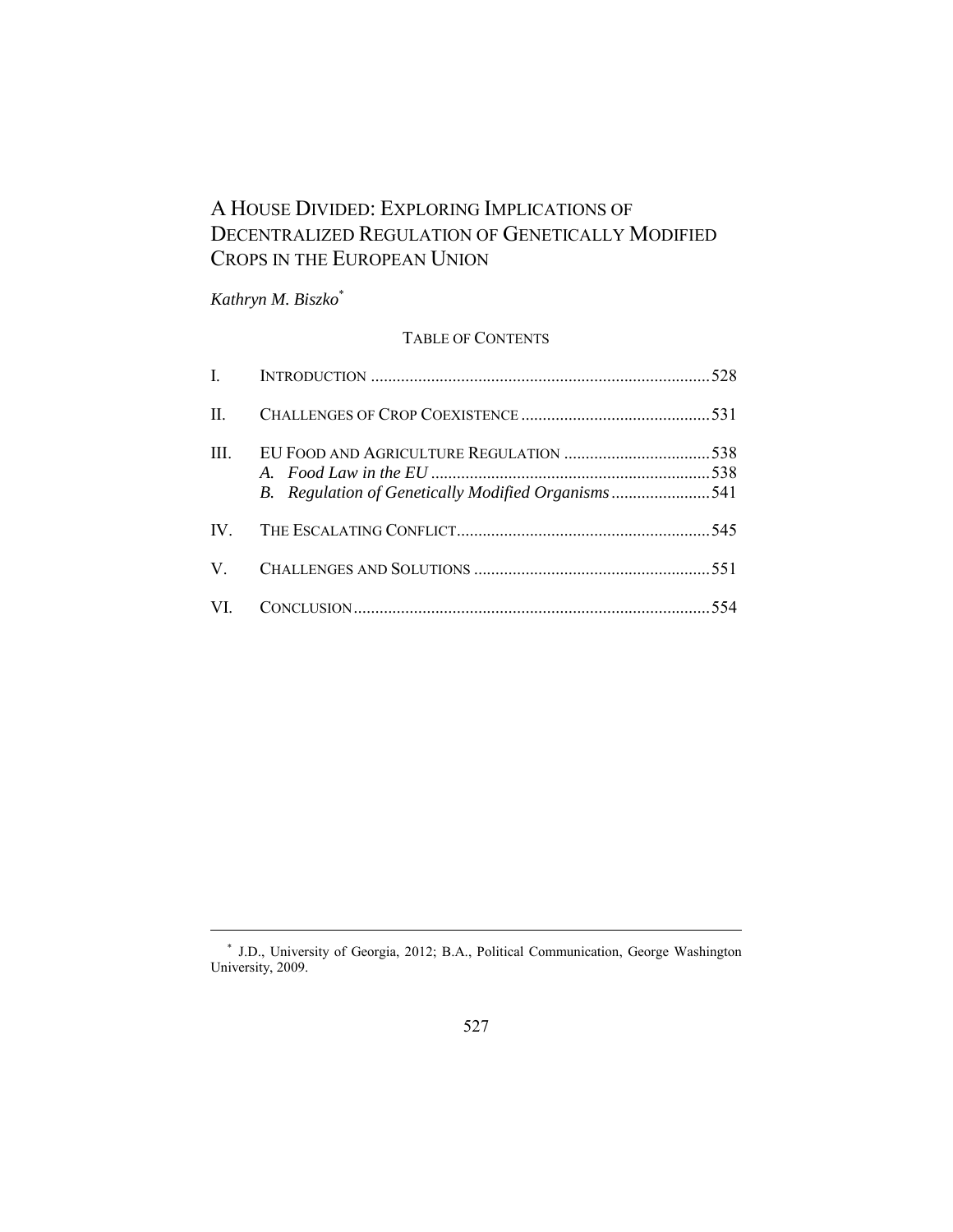# A House Divided: Exploring Implications of Decentralized Regulation of Genetically Modified Crops in the European Union

*Kathryn M. Biszko*[*]

## Table of Contents

| | | |
|---|---|---|
| I. | Introduction | 528 |
| II. | Challenges of Crop Coexistence | 531 |
| III. | EU Food and Agriculture Regulation | 538 |
| | *A. Food Law in the EU* | 538 |
| | *B. Regulation of Genetically Modified Organisms* | 541 |
| IV. | The Escalating Conflict | 545 |
| V. | Challenges and Solutions | 551 |
| VI. | Conclusion | 554 |

---

[*] J.D., University of Georgia, 2012; B.A., Political Communication, George Washington University, 2009.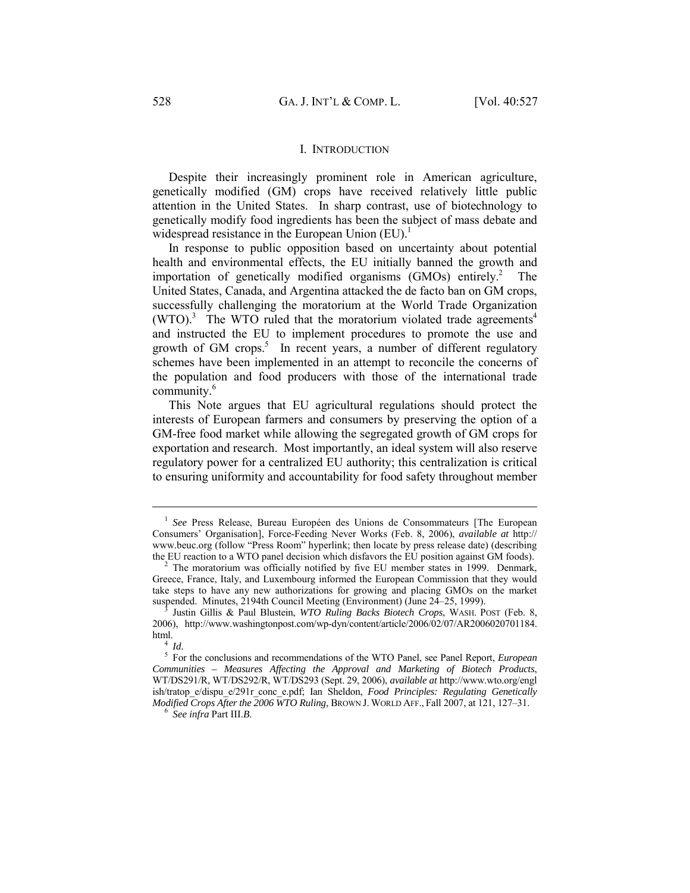## I. INTRODUCTION

Despite their increasingly prominent role in American agriculture, genetically modified (GM) crops have received relatively little public attention in the United States. In sharp contrast, use of biotechnology to genetically modify food ingredients has been the subject of mass debate and widespread resistance in the European Union (EU).[1]

In response to public opposition based on uncertainty about potential health and environmental effects, the EU initially banned the growth and importation of genetically modified organisms (GMOs) entirely.[2] The United States, Canada, and Argentina attacked the de facto ban on GM crops, successfully challenging the moratorium at the World Trade Organization (WTO).[3] The WTO ruled that the moratorium violated trade agreements[4] and instructed the EU to implement procedures to promote the use and growth of GM crops.[5] In recent years, a number of different regulatory schemes have been implemented in an attempt to reconcile the concerns of the population and food producers with those of the international trade community.[6]

This Note argues that EU agricultural regulations should protect the interests of European farmers and consumers by preserving the option of a GM-free food market while allowing the segregated growth of GM crops for exportation and research. Most importantly, an ideal system will also reserve regulatory power for a centralized EU authority; this centralization is critical to ensuring uniformity and accountability for food safety throughout member

---

[1] *See* Press Release, Bureau Européen des Unions de Consommateurs [The European Consumers' Organisation], Force-Feeding Never Works (Feb. 8, 2006), *available at* http://www.beuc.org (follow "Press Room" hyperlink; then locate by press release date) (describing the EU reaction to a WTO panel decision which disfavors the EU position against GM foods).

[2] The moratorium was officially notified by five EU member states in 1999. Denmark, Greece, France, Italy, and Luxembourg informed the European Commission that they would take steps to have any new authorizations for growing and placing GMOs on the market suspended. Minutes, 2194th Council Meeting (Environment) (June 24–25, 1999).

[3] Justin Gillis & Paul Blustein, *WTO Ruling Backs Biotech Crops*, WASH. POST (Feb. 8, 2006), http://www.washingtonpost.com/wp-dyn/content/article/2006/02/07/AR2006020701184.html.

[4] *Id.*

[5] For the conclusions and recommendations of the WTO Panel, see Panel Report, *European Communities – Measures Affecting the Approval and Marketing of Biotech Products*, WT/DS291/R, WT/DS292/R, WT/DS293 (Sept. 29, 2006), *available at* http://www.wto.org/english/tratop_e/dispu_e/291r_conc_e.pdf; Ian Sheldon, *Food Principles: Regulating Genetically Modified Crops After the 2006 WTO Ruling*, BROWN J. WORLD AFF., Fall 2007, at 121, 127–31.

[6] *See infra* Part III.*B*.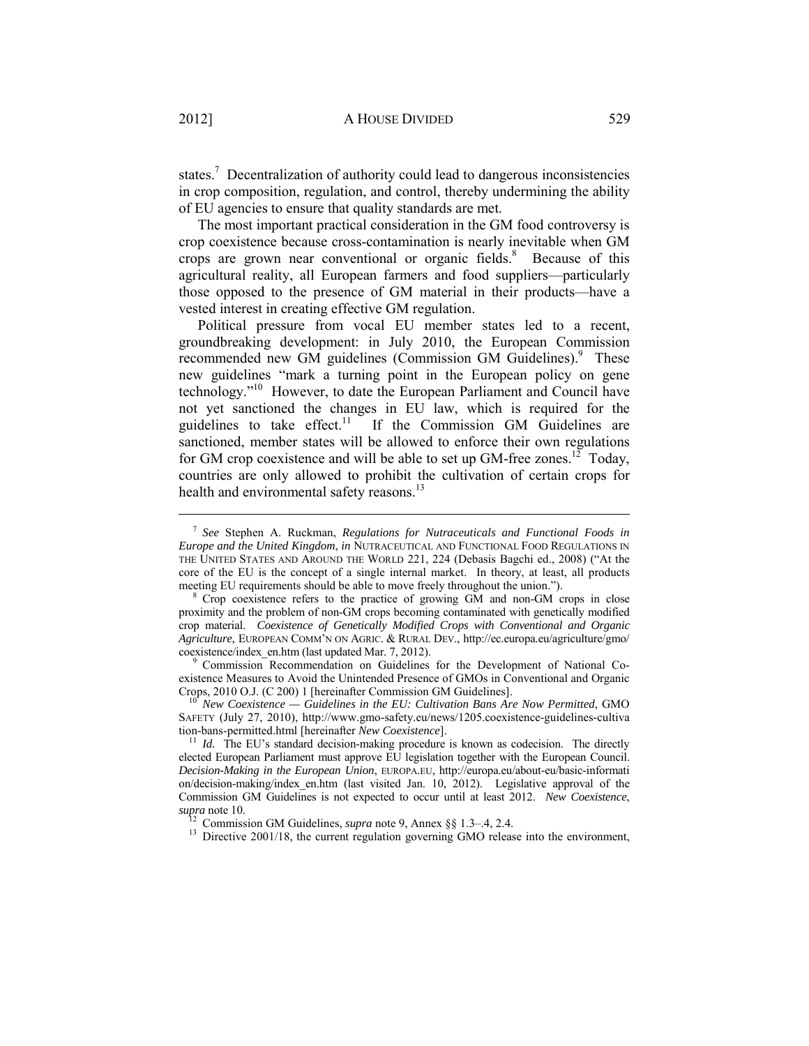states.[7] Decentralization of authority could lead to dangerous inconsistencies in crop composition, regulation, and control, thereby undermining the ability of EU agencies to ensure that quality standards are met.

The most important practical consideration in the GM food controversy is crop coexistence because cross-contamination is nearly inevitable when GM crops are grown near conventional or organic fields.[8] Because of this agricultural reality, all European farmers and food suppliers—particularly those opposed to the presence of GM material in their products—have a vested interest in creating effective GM regulation.

Political pressure from vocal EU member states led to a recent, groundbreaking development: in July 2010, the European Commission recommended new GM guidelines (Commission GM Guidelines).[9] These new guidelines "mark a turning point in the European policy on gene technology."[10] However, to date the European Parliament and Council have not yet sanctioned the changes in EU law, which is required for the guidelines to take effect.[11] If the Commission GM Guidelines are sanctioned, member states will be allowed to enforce their own regulations for GM crop coexistence and will be able to set up GM-free zones.[12] Today, countries are only allowed to prohibit the cultivation of certain crops for health and environmental safety reasons.[13]

---

[7] *See* Stephen A. Ruckman, *Regulations for Nutraceuticals and Functional Foods in Europe and the United Kingdom*, *in* NUTRACEUTICAL AND FUNCTIONAL FOOD REGULATIONS IN THE UNITED STATES AND AROUND THE WORLD 221, 224 (Debasis Bagchi ed., 2008) ("At the core of the EU is the concept of a single internal market. In theory, at least, all products meeting EU requirements should be able to move freely throughout the union.").

[8] Crop coexistence refers to the practice of growing GM and non-GM crops in close proximity and the problem of non-GM crops becoming contaminated with genetically modified crop material. *Coexistence of Genetically Modified Crops with Conventional and Organic Agriculture*, EUROPEAN COMM'N ON AGRIC. & RURAL DEV., http://ec.europa.eu/agriculture/gmo/coexistence/index_en.htm (last updated Mar. 7, 2012).

[9] Commission Recommendation on Guidelines for the Development of National Co-existence Measures to Avoid the Unintended Presence of GMOs in Conventional and Organic Crops, 2010 O.J. (C 200) 1 [hereinafter Commission GM Guidelines].

[10] *New Coexistence — Guidelines in the EU: Cultivation Bans Are Now Permitted*, GMO SAFETY (July 27, 2010), http://www.gmo-safety.eu/news/1205.coexistence-guidelines-cultivation-bans-permitted.html [hereinafter *New Coexistence*].

[11] *Id.* The EU's standard decision-making procedure is known as codecision. The directly elected European Parliament must approve EU legislation together with the European Council. *Decision-Making in the European Union*, EUROPA.EU, http://europa.eu/about-eu/basic-information/decision-making/index_en.htm (last visited Jan. 10, 2012). Legislative approval of the Commission GM Guidelines is not expected to occur until at least 2012. *New Coexistence*, *supra* note 10.

[12] Commission GM Guidelines, *supra* note 9, Annex §§ 1.3–.4, 2.4.

[13] Directive 2001/18, the current regulation governing GMO release into the environment,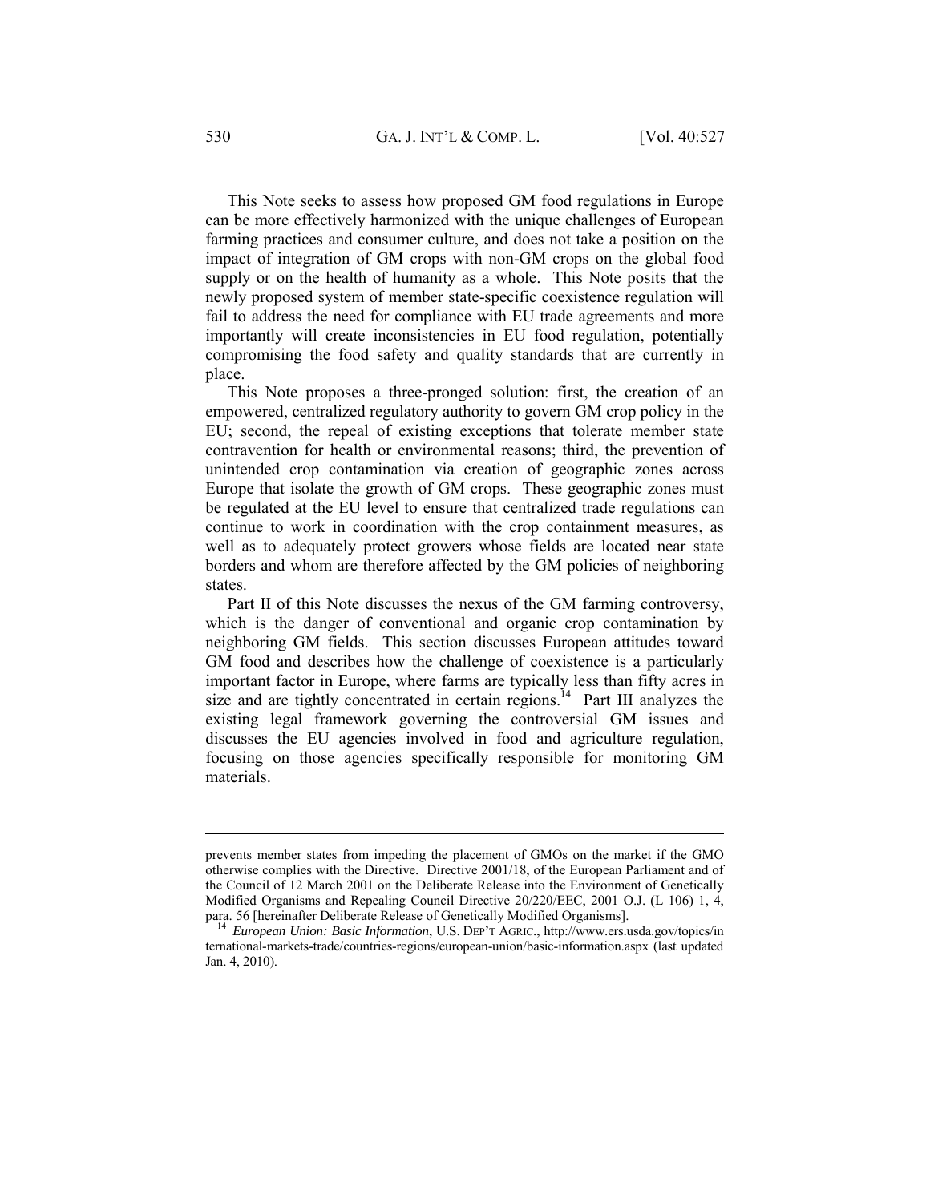This Note seeks to assess how proposed GM food regulations in Europe can be more effectively harmonized with the unique challenges of European farming practices and consumer culture, and does not take a position on the impact of integration of GM crops with non-GM crops on the global food supply or on the health of humanity as a whole. This Note posits that the newly proposed system of member state-specific coexistence regulation will fail to address the need for compliance with EU trade agreements and more importantly will create inconsistencies in EU food regulation, potentially compromising the food safety and quality standards that are currently in place.

This Note proposes a three-pronged solution: first, the creation of an empowered, centralized regulatory authority to govern GM crop policy in the EU; second, the repeal of existing exceptions that tolerate member state contravention for health or environmental reasons; third, the prevention of unintended crop contamination via creation of geographic zones across Europe that isolate the growth of GM crops. These geographic zones must be regulated at the EU level to ensure that centralized trade regulations can continue to work in coordination with the crop containment measures, as well as to adequately protect growers whose fields are located near state borders and whom are therefore affected by the GM policies of neighboring states.

Part II of this Note discusses the nexus of the GM farming controversy, which is the danger of conventional and organic crop contamination by neighboring GM fields. This section discusses European attitudes toward GM food and describes how the challenge of coexistence is a particularly important factor in Europe, where farms are typically less than fifty acres in size and are tightly concentrated in certain regions.[14] Part III analyzes the existing legal framework governing the controversial GM issues and discusses the EU agencies involved in food and agriculture regulation, focusing on those agencies specifically responsible for monitoring GM materials.

---

prevents member states from impeding the placement of GMOs on the market if the GMO otherwise complies with the Directive. Directive 2001/18, of the European Parliament and of the Council of 12 March 2001 on the Deliberate Release into the Environment of Genetically Modified Organisms and Repealing Council Directive 20/220/EEC, 2001 O.J. (L 106) 1, 4, para. 56 [hereinafter Deliberate Release of Genetically Modified Organisms].

[14] *European Union: Basic Information*, U.S. DEP'T AGRIC., http://www.ers.usda.gov/topics/international-markets-trade/countries-regions/european-union/basic-information.aspx (last updated Jan. 4, 2010).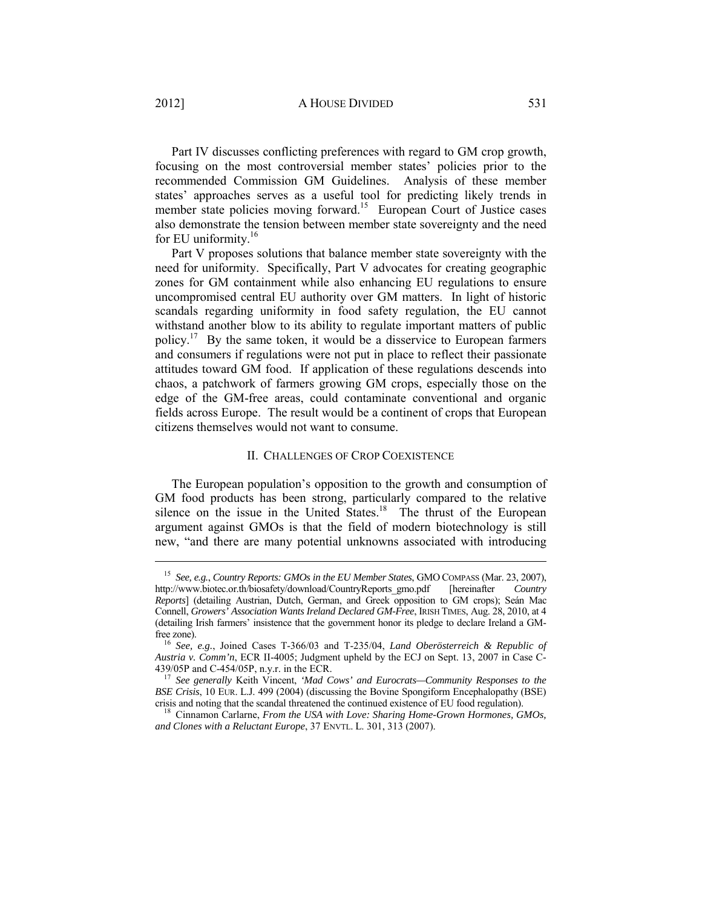Part IV discusses conflicting preferences with regard to GM crop growth, focusing on the most controversial member states' policies prior to the recommended Commission GM Guidelines. Analysis of these member states' approaches serves as a useful tool for predicting likely trends in member state policies moving forward.[15] European Court of Justice cases also demonstrate the tension between member state sovereignty and the need for EU uniformity.[16]

Part V proposes solutions that balance member state sovereignty with the need for uniformity. Specifically, Part V advocates for creating geographic zones for GM containment while also enhancing EU regulations to ensure uncompromised central EU authority over GM matters. In light of historic scandals regarding uniformity in food safety regulation, the EU cannot withstand another blow to its ability to regulate important matters of public policy.[17] By the same token, it would be a disservice to European farmers and consumers if regulations were not put in place to reflect their passionate attitudes toward GM food. If application of these regulations descends into chaos, a patchwork of farmers growing GM crops, especially those on the edge of the GM-free areas, could contaminate conventional and organic fields across Europe. The result would be a continent of crops that European citizens themselves would not want to consume.

## II. Challenges of Crop Coexistence

The European population's opposition to the growth and consumption of GM food products has been strong, particularly compared to the relative silence on the issue in the United States.[18] The thrust of the European argument against GMOs is that the field of modern biotechnology is still new, "and there are many potential unknowns associated with introducing

---

[15] *See, e.g.*, *Country Reports: GMOs in the EU Member States*, GMO Compass (Mar. 23, 2007), http://www.biotec.or.th/biosafety/download/CountryReports_gmo.pdf [hereinafter *Country Reports*] (detailing Austrian, Dutch, German, and Greek opposition to GM crops); Seán Mac Connell, *Growers' Association Wants Ireland Declared GM-Free*, Irish Times, Aug. 28, 2010, at 4 (detailing Irish farmers' insistence that the government honor its pledge to declare Ireland a GM-free zone).

[16] *See, e.g.*, Joined Cases T-366/03 and T-235/04, *Land Oberösterreich & Republic of Austria v. Comm'n*, ECR II-4005; Judgment upheld by the ECJ on Sept. 13, 2007 in Case C-439/05P and C-454/05P, n.y.r. in the ECR.

[17] *See generally* Keith Vincent, *'Mad Cows' and Eurocrats—Community Responses to the BSE Crisis*, 10 Eur. L.J. 499 (2004) (discussing the Bovine Spongiform Encephalopathy (BSE) crisis and noting that the scandal threatened the continued existence of EU food regulation).

[18] Cinnamon Carlarne, *From the USA with Love: Sharing Home-Grown Hormones, GMOs, and Clones with a Reluctant Europe*, 37 Envtl. L. 301, 313 (2007).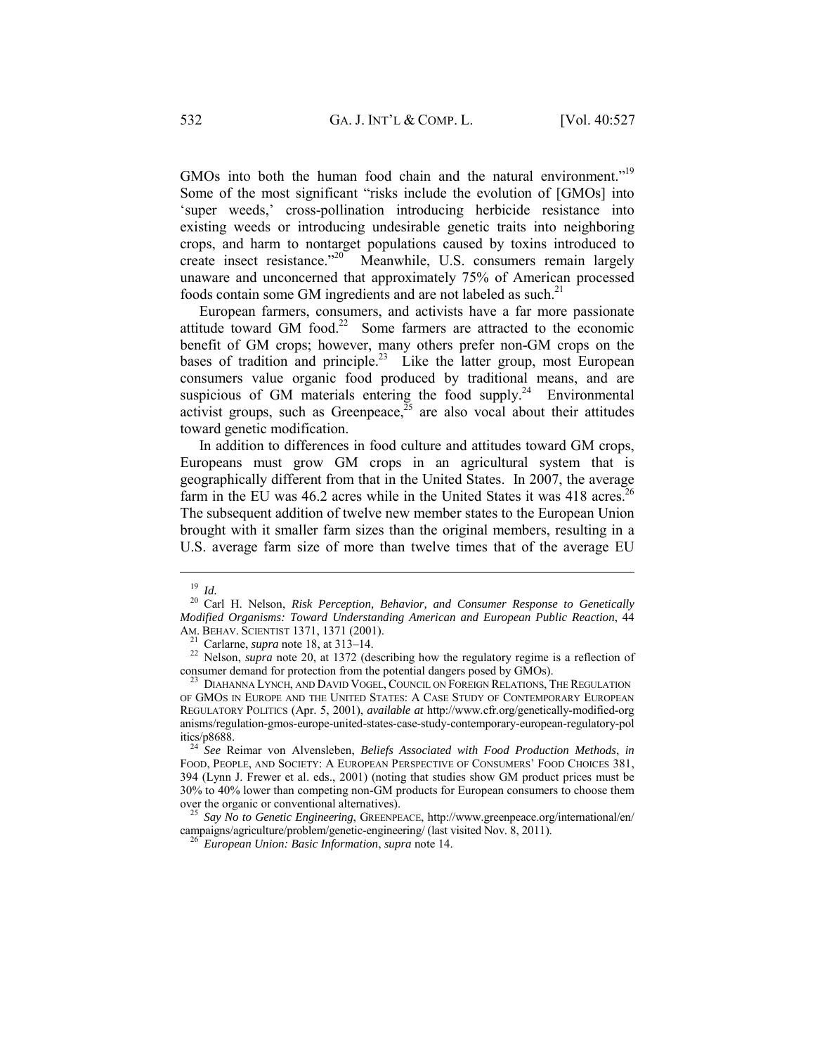GMOs into both the human food chain and the natural environment."[19] Some of the most significant "risks include the evolution of [GMOs] into 'super weeds,' cross-pollination introducing herbicide resistance into existing weeds or introducing undesirable genetic traits into neighboring crops, and harm to nontarget populations caused by toxins introduced to create insect resistance."[20] Meanwhile, U.S. consumers remain largely unaware and unconcerned that approximately 75% of American processed foods contain some GM ingredients and are not labeled as such.[21]

European farmers, consumers, and activists have a far more passionate attitude toward GM food.[22] Some farmers are attracted to the economic benefit of GM crops; however, many others prefer non-GM crops on the bases of tradition and principle.[23] Like the latter group, most European consumers value organic food produced by traditional means, and are suspicious of GM materials entering the food supply.[24] Environmental activist groups, such as Greenpeace,[25] are also vocal about their attitudes toward genetic modification.

In addition to differences in food culture and attitudes toward GM crops, Europeans must grow GM crops in an agricultural system that is geographically different from that in the United States. In 2007, the average farm in the EU was 46.2 acres while in the United States it was 418 acres.[26] The subsequent addition of twelve new member states to the European Union brought with it smaller farm sizes than the original members, resulting in a U.S. average farm size of more than twelve times that of the average EU

---

[19] *Id.*

[20] Carl H. Nelson, *Risk Perception, Behavior, and Consumer Response to Genetically Modified Organisms: Toward Understanding American and European Public Reaction*, 44 AM. BEHAV. SCIENTIST 1371, 1371 (2001).

[21] Carlarne, *supra* note 18, at 313–14.

[22] Nelson, *supra* note 20, at 1372 (describing how the regulatory regime is a reflection of consumer demand for protection from the potential dangers posed by GMOs).

[23] DIAHANNA LYNCH, AND DAVID VOGEL, COUNCIL ON FOREIGN RELATIONS, THE REGULATION OF GMOS IN EUROPE AND THE UNITED STATES: A CASE STUDY OF CONTEMPORARY EUROPEAN REGULATORY POLITICS (Apr. 5, 2001), *available at* http://www.cfr.org/genetically-modified-organisms/regulation-gmos-europe-united-states-case-study-contemporary-european-regulatory-politics/p8688.

[24] *See* Reimar von Alvensleben, *Beliefs Associated with Food Production Methods*, *in* FOOD, PEOPLE, AND SOCIETY: A EUROPEAN PERSPECTIVE OF CONSUMERS' FOOD CHOICES 381, 394 (Lynn J. Frewer et al. eds., 2001) (noting that studies show GM product prices must be 30% to 40% lower than competing non-GM products for European consumers to choose them over the organic or conventional alternatives).

[25] *Say No to Genetic Engineering*, GREENPEACE, http://www.greenpeace.org/international/en/campaigns/agriculture/problem/genetic-engineering/ (last visited Nov. 8, 2011).

[26] *European Union: Basic Information*, *supra* note 14.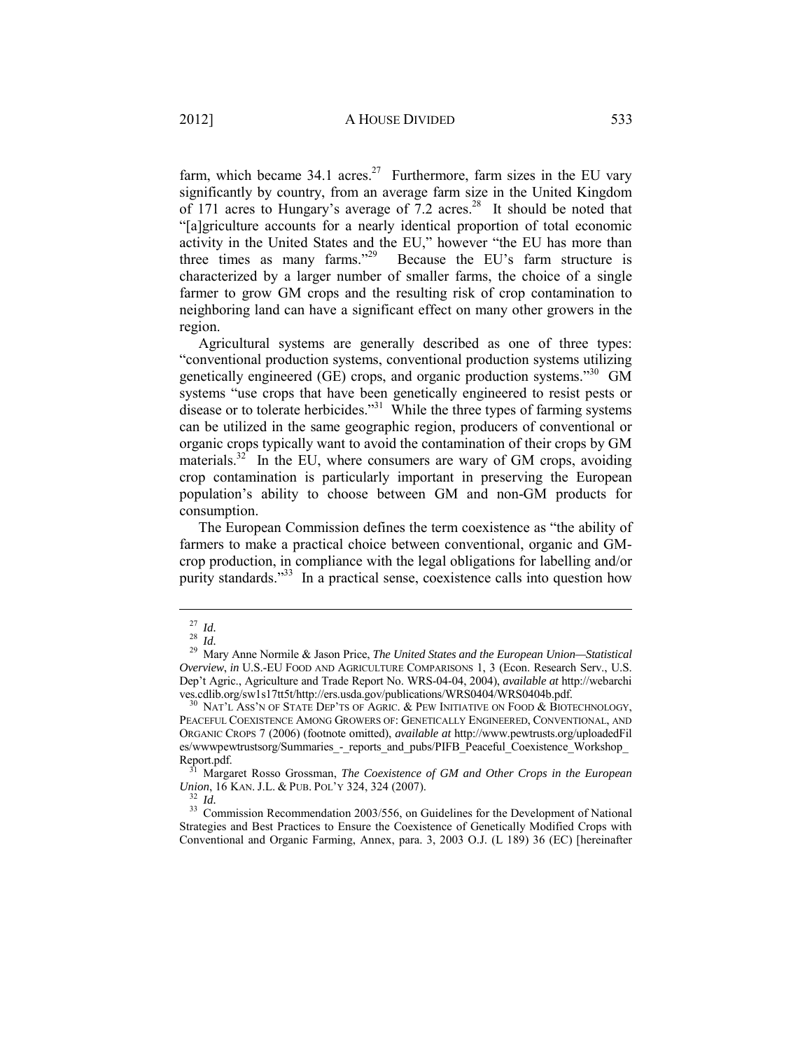farm, which became 34.1 acres.[27] Furthermore, farm sizes in the EU vary significantly by country, from an average farm size in the United Kingdom of 171 acres to Hungary's average of 7.2 acres.[28] It should be noted that "[a]griculture accounts for a nearly identical proportion of total economic activity in the United States and the EU," however "the EU has more than three times as many farms."[29] Because the EU's farm structure is characterized by a larger number of smaller farms, the choice of a single farmer to grow GM crops and the resulting risk of crop contamination to neighboring land can have a significant effect on many other growers in the region.

Agricultural systems are generally described as one of three types: "conventional production systems, conventional production systems utilizing genetically engineered (GE) crops, and organic production systems."[30] GM systems "use crops that have been genetically engineered to resist pests or disease or to tolerate herbicides."[31] While the three types of farming systems can be utilized in the same geographic region, producers of conventional or organic crops typically want to avoid the contamination of their crops by GM materials.[32] In the EU, where consumers are wary of GM crops, avoiding crop contamination is particularly important in preserving the European population's ability to choose between GM and non-GM products for consumption.

The European Commission defines the term coexistence as "the ability of farmers to make a practical choice between conventional, organic and GM-crop production, in compliance with the legal obligations for labelling and/or purity standards."[33] In a practical sense, coexistence calls into question how

---

[27] *Id.*

[28] *Id.*

[29] Mary Anne Normile & Jason Price, *The United States and the European Union—Statistical Overview*, *in* U.S.-EU FOOD AND AGRICULTURE COMPARISONS 1, 3 (Econ. Research Serv., U.S. Dep't Agric., Agriculture and Trade Report No. WRS-04-04, 2004), *available at* http://webarchives.cdlib.org/sw1s17tt5t/http://ers.usda.gov/publications/WRS0404/WRS0404b.pdf.

[30] NAT'L ASS'N OF STATE DEP'TS OF AGRIC. & PEW INITIATIVE ON FOOD & BIOTECHNOLOGY, PEACEFUL COEXISTENCE AMONG GROWERS OF: GENETICALLY ENGINEERED, CONVENTIONAL, AND ORGANIC CROPS 7 (2006) (footnote omitted), *available at* http://www.pewtrusts.org/uploadedFiles/wwwpewtrustsorg/Summaries_-_reports_and_pubs/PIFB_Peaceful_Coexistence_Workshop_Report.pdf.

[31] Margaret Rosso Grossman, *The Coexistence of GM and Other Crops in the European Union*, 16 KAN. J.L. & PUB. POL'Y 324, 324 (2007).

[32] *Id.*

[33] Commission Recommendation 2003/556, on Guidelines for the Development of National Strategies and Best Practices to Ensure the Coexistence of Genetically Modified Crops with Conventional and Organic Farming, Annex, para. 3, 2003 O.J. (L 189) 36 (EC) [hereinafter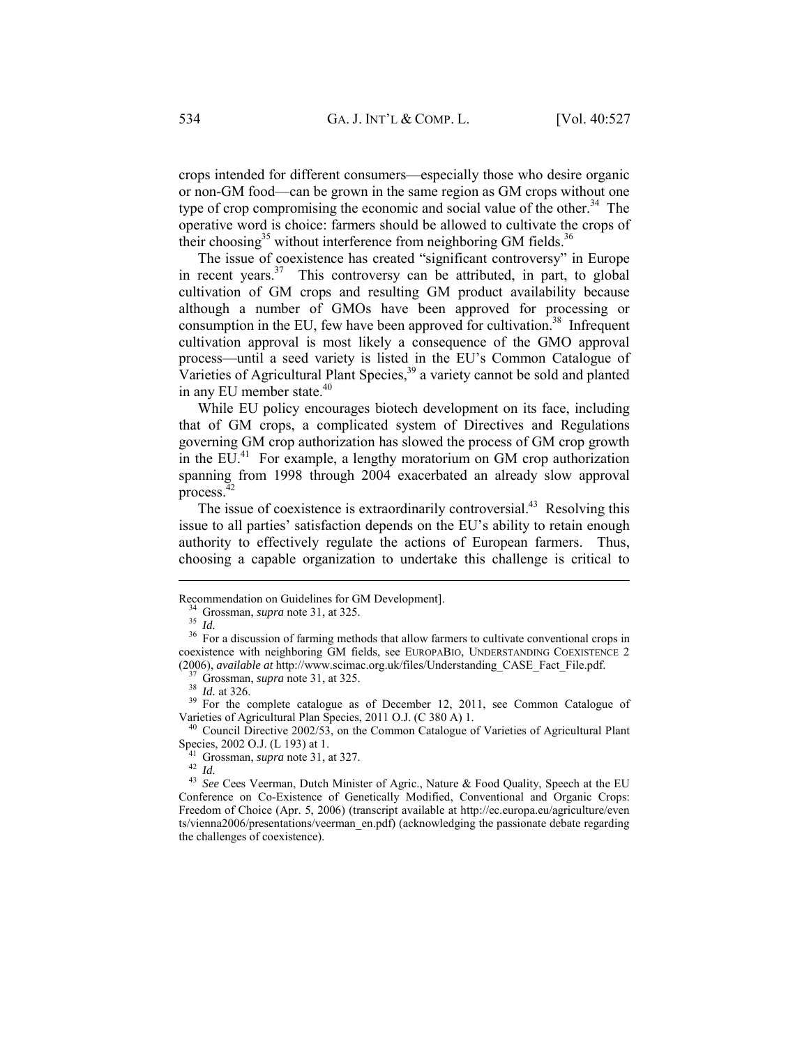crops intended for different consumers—especially those who desire organic or non-GM food—can be grown in the same region as GM crops without one type of crop compromising the economic and social value of the other.[34] The operative word is choice: farmers should be allowed to cultivate the crops of their choosing[35] without interference from neighboring GM fields.[36]

The issue of coexistence has created "significant controversy" in Europe in recent years.[37] This controversy can be attributed, in part, to global cultivation of GM crops and resulting GM product availability because although a number of GMOs have been approved for processing or consumption in the EU, few have been approved for cultivation.[38] Infrequent cultivation approval is most likely a consequence of the GMO approval process—until a seed variety is listed in the EU's Common Catalogue of Varieties of Agricultural Plant Species,[39] a variety cannot be sold and planted in any EU member state.[40]

While EU policy encourages biotech development on its face, including that of GM crops, a complicated system of Directives and Regulations governing GM crop authorization has slowed the process of GM crop growth in the EU.[41] For example, a lengthy moratorium on GM crop authorization spanning from 1998 through 2004 exacerbated an already slow approval process.[42]

The issue of coexistence is extraordinarily controversial.[43] Resolving this issue to all parties' satisfaction depends on the EU's ability to retain enough authority to effectively regulate the actions of European farmers. Thus, choosing a capable organization to undertake this challenge is critical to

---

Recommendation on Guidelines for GM Development].

[34] Grossman, *supra* note 31, at 325.

[35] *Id.*

[36] For a discussion of farming methods that allow farmers to cultivate conventional crops in coexistence with neighboring GM fields, see EUROPABIO, UNDERSTANDING COEXISTENCE 2 (2006), *available at* http://www.scimac.org.uk/files/Understanding_CASE_Fact_File.pdf.

[37] Grossman, *supra* note 31, at 325.

[38] *Id.* at 326.

[39] For the complete catalogue as of December 12, 2011, see Common Catalogue of Varieties of Agricultural Plan Species, 2011 O.J. (C 380 A) 1.

[40] Council Directive 2002/53, on the Common Catalogue of Varieties of Agricultural Plant Species, 2002 O.J. (L 193) at 1.

[41] Grossman, *supra* note 31, at 327.

[42] *Id.*

[43] *See* Cees Veerman, Dutch Minister of Agric., Nature & Food Quality, Speech at the EU Conference on Co-Existence of Genetically Modified, Conventional and Organic Crops: Freedom of Choice (Apr. 5, 2006) (transcript available at http://ec.europa.eu/agriculture/events/vienna2006/presentations/veerman_en.pdf) (acknowledging the passionate debate regarding the challenges of coexistence).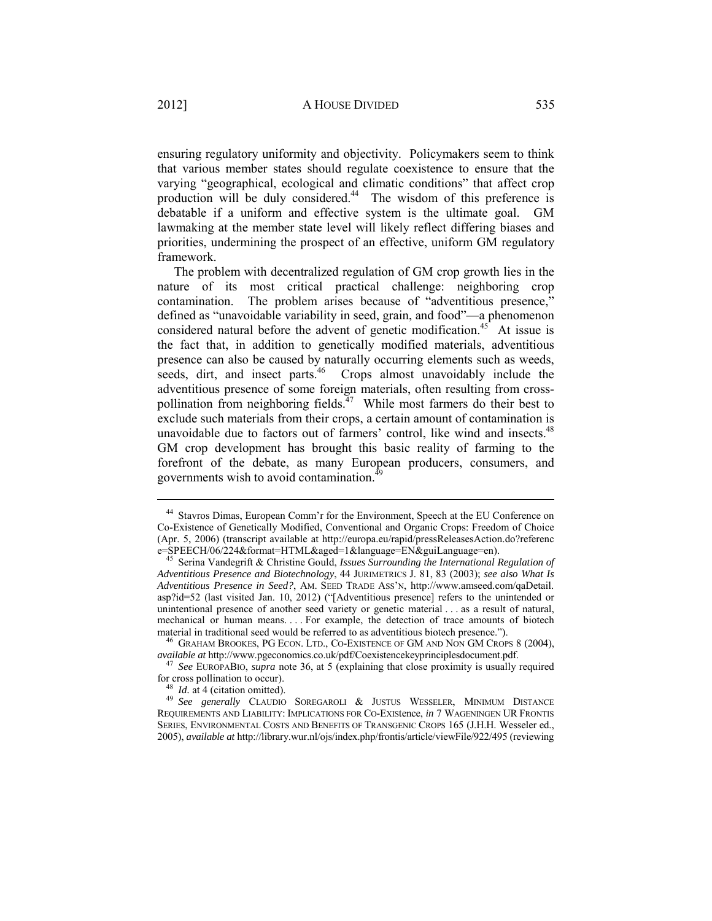ensuring regulatory uniformity and objectivity. Policymakers seem to think that various member states should regulate coexistence to ensure that the varying "geographical, ecological and climatic conditions" that affect crop production will be duly considered.[44] The wisdom of this preference is debatable if a uniform and effective system is the ultimate goal. GM lawmaking at the member state level will likely reflect differing biases and priorities, undermining the prospect of an effective, uniform GM regulatory framework.

The problem with decentralized regulation of GM crop growth lies in the nature of its most critical practical challenge: neighboring crop contamination. The problem arises because of "adventitious presence," defined as "unavoidable variability in seed, grain, and food"—a phenomenon considered natural before the advent of genetic modification.[45] At issue is the fact that, in addition to genetically modified materials, adventitious presence can also be caused by naturally occurring elements such as weeds, seeds, dirt, and insect parts.[46] Crops almost unavoidably include the adventitious presence of some foreign materials, often resulting from cross-pollination from neighboring fields.[47] While most farmers do their best to exclude such materials from their crops, a certain amount of contamination is unavoidable due to factors out of farmers' control, like wind and insects.[48] GM crop development has brought this basic reality of farming to the forefront of the debate, as many European producers, consumers, and governments wish to avoid contamination.[49]

---

[44] Stavros Dimas, European Comm'r for the Environment, Speech at the EU Conference on Co-Existence of Genetically Modified, Conventional and Organic Crops: Freedom of Choice (Apr. 5, 2006) (transcript available at http://europa.eu/rapid/pressReleasesAction.do?reference=SPEECH/06/224&format=HTML&aged=1&language=EN&guiLanguage=en).

[45] Serina Vandegrift & Christine Gould, *Issues Surrounding the International Regulation of Adventitious Presence and Biotechnology*, 44 JURIMETRICS J. 81, 83 (2003); *see also What Is Adventitious Presence in Seed?*, AM. SEED TRADE ASS'N, http://www.amseed.com/qaDetail.asp?id=52 (last visited Jan. 10, 2012) ("[Adventitious presence] refers to the unintended or unintentional presence of another seed variety or genetic material . . . as a result of natural, mechanical or human means. . . . For example, the detection of trace amounts of biotech material in traditional seed would be referred to as adventitious biotech presence.").

[46] GRAHAM BROOKES, PG ECON. LTD., CO-EXISTENCE OF GM AND NON GM CROPS 8 (2004), *available at* http://www.pgeconomics.co.uk/pdf/Coexistencekeyprinciplesdocument.pdf.

[47] *See* EUROPABIO, *supra* note 36, at 5 (explaining that close proximity is usually required for cross pollination to occur).

[48] *Id.* at 4 (citation omitted).

[49] *See generally* CLAUDIO SOREGAROLI & JUSTUS WESSELER, MINIMUM DISTANCE REQUIREMENTS AND LIABILITY: IMPLICATIONS FOR CO-EXIStence, *in* 7 WAGENINGEN UR FRONTIS SERIES, ENVIRONMENTAL COSTS AND BENEFITS OF TRANSGENIC CROPS 165 (J.H.H. Wesseler ed., 2005), *available at* http://library.wur.nl/ojs/index.php/frontis/article/viewFile/922/495 (reviewing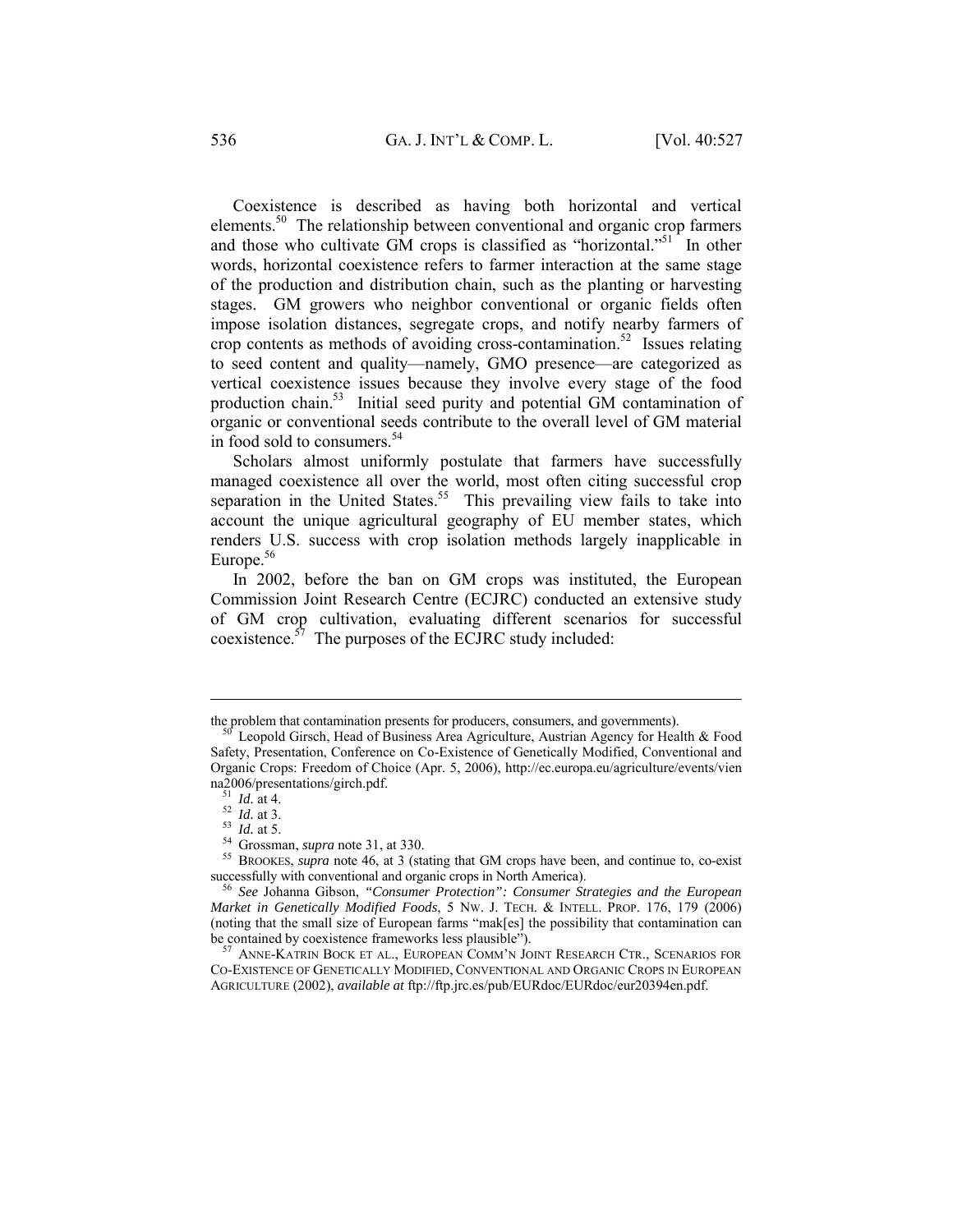Coexistence is described as having both horizontal and vertical elements.[50] The relationship between conventional and organic crop farmers and those who cultivate GM crops is classified as "horizontal."[51] In other words, horizontal coexistence refers to farmer interaction at the same stage of the production and distribution chain, such as the planting or harvesting stages. GM growers who neighbor conventional or organic fields often impose isolation distances, segregate crops, and notify nearby farmers of crop contents as methods of avoiding cross-contamination.[52] Issues relating to seed content and quality—namely, GMO presence—are categorized as vertical coexistence issues because they involve every stage of the food production chain.[53] Initial seed purity and potential GM contamination of organic or conventional seeds contribute to the overall level of GM material in food sold to consumers.[54]

Scholars almost uniformly postulate that farmers have successfully managed coexistence all over the world, most often citing successful crop separation in the United States.[55] This prevailing view fails to take into account the unique agricultural geography of EU member states, which renders U.S. success with crop isolation methods largely inapplicable in Europe.[56]

In 2002, before the ban on GM crops was instituted, the European Commission Joint Research Centre (ECJRC) conducted an extensive study of GM crop cultivation, evaluating different scenarios for successful coexistence.[57] The purposes of the ECJRC study included:

---

the problem that contamination presents for producers, consumers, and governments).

[50] Leopold Girsch, Head of Business Area Agriculture, Austrian Agency for Health & Food Safety, Presentation, Conference on Co-Existence of Genetically Modified, Conventional and Organic Crops: Freedom of Choice (Apr. 5, 2006), http://ec.europa.eu/agriculture/events/vienna2006/presentations/girch.pdf.

[51] *Id.* at 4.

[52] *Id.* at 3.

[53] *Id.* at 5.

[54] Grossman, *supra* note 31, at 330.

[55] BROOKES, *supra* note 46, at 3 (stating that GM crops have been, and continue to, co-exist successfully with conventional and organic crops in North America).

[56] *See* Johanna Gibson, *"Consumer Protection": Consumer Strategies and the European Market in Genetically Modified Foods*, 5 NW. J. TECH. & INTELL. PROP. 176, 179 (2006) (noting that the small size of European farms "mak[es] the possibility that contamination can be contained by coexistence frameworks less plausible").

[57] ANNE-KATRIN BOCK ET AL., EUROPEAN COMM'N JOINT RESEARCH CTR., SCENARIOS FOR CO-EXISTENCE OF GENETICALLY MODIFIED, CONVENTIONAL AND ORGANIC CROPS IN EUROPEAN AGRICULTURE (2002), *available at* ftp://ftp.jrc.es/pub/EURdoc/EURdoc/eur20394en.pdf.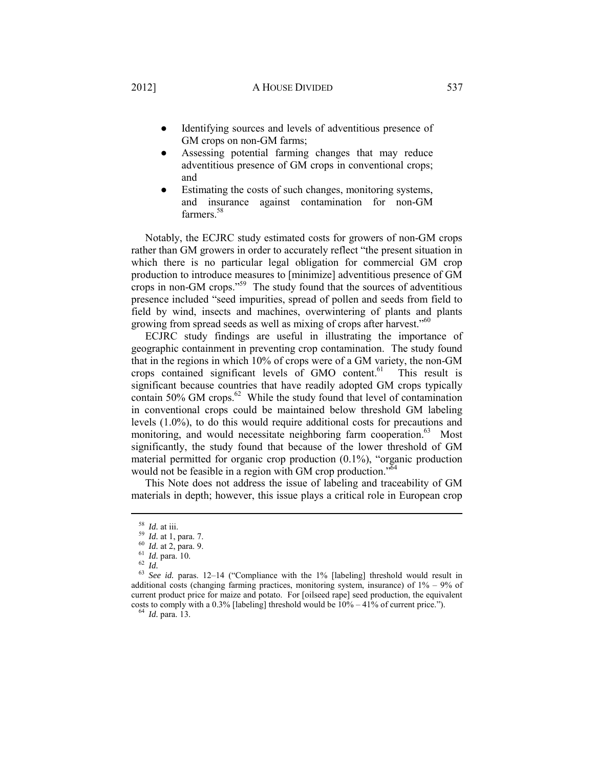- Identifying sources and levels of adventitious presence of GM crops on non-GM farms;
- Assessing potential farming changes that may reduce adventitious presence of GM crops in conventional crops; and
- Estimating the costs of such changes, monitoring systems, and insurance against contamination for non-GM farmers.[58]

Notably, the ECJRC study estimated costs for growers of non-GM crops rather than GM growers in order to accurately reflect "the present situation in which there is no particular legal obligation for commercial GM crop production to introduce measures to [minimize] adventitious presence of GM crops in non-GM crops."[59] The study found that the sources of adventitious presence included "seed impurities, spread of pollen and seeds from field to field by wind, insects and machines, overwintering of plants and plants growing from spread seeds as well as mixing of crops after harvest."[60]

ECJRC study findings are useful in illustrating the importance of geographic containment in preventing crop contamination. The study found that in the regions in which 10% of crops were of a GM variety, the non-GM crops contained significant levels of GMO content.[61] This result is significant because countries that have readily adopted GM crops typically contain 50% GM crops.[62] While the study found that level of contamination in conventional crops could be maintained below threshold GM labeling levels (1.0%), to do this would require additional costs for precautions and monitoring, and would necessitate neighboring farm cooperation.[63] Most significantly, the study found that because of the lower threshold of GM material permitted for organic crop production (0.1%), "organic production would not be feasible in a region with GM crop production."[64]

This Note does not address the issue of labeling and traceability of GM materials in depth; however, this issue plays a critical role in European crop

---

[58] *Id.* at iii.

[59] *Id.* at 1, para. 7.

[60] *Id.* at 2, para. 9.

[61] *Id.* para. 10.

[62] *Id.*

[63] *See id.* paras. 12–14 ("Compliance with the 1% [labeling] threshold would result in additional costs (changing farming practices, monitoring system, insurance) of 1% – 9% of current product price for maize and potato. For [oilseed rape] seed production, the equivalent costs to comply with a 0.3% [labeling] threshold would be 10% – 41% of current price.").

[64] *Id.* para. 13.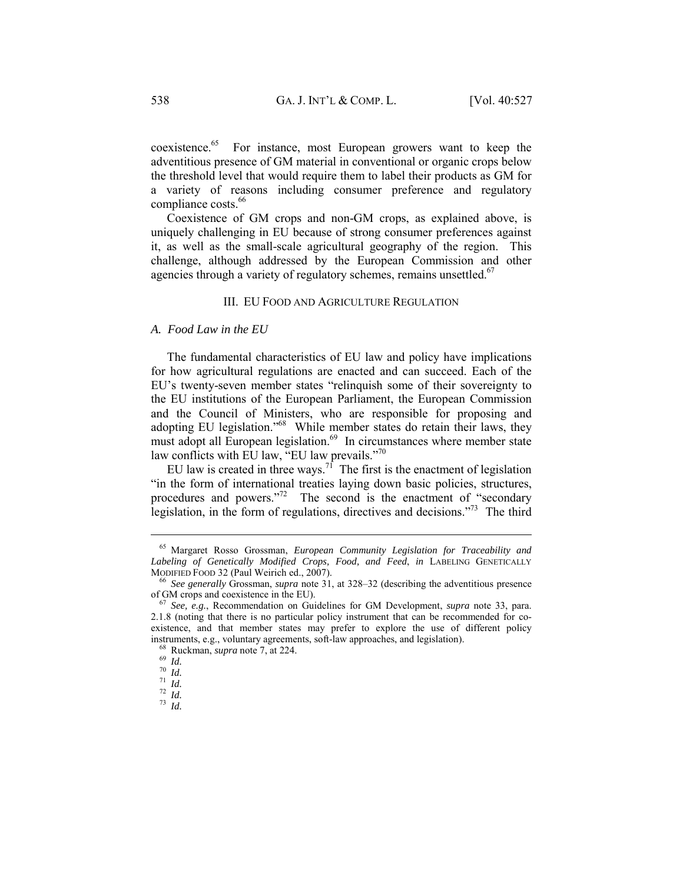coexistence.[65] For instance, most European growers want to keep the adventitious presence of GM material in conventional or organic crops below the threshold level that would require them to label their products as GM for a variety of reasons including consumer preference and regulatory compliance costs.[66]

Coexistence of GM crops and non-GM crops, as explained above, is uniquely challenging in EU because of strong consumer preferences against it, as well as the small-scale agricultural geography of the region. This challenge, although addressed by the European Commission and other agencies through a variety of regulatory schemes, remains unsettled.[67]

## III. EU Food and Agriculture Regulation

### A. Food Law in the EU

The fundamental characteristics of EU law and policy have implications for how agricultural regulations are enacted and can succeed. Each of the EU's twenty-seven member states "relinquish some of their sovereignty to the EU institutions of the European Parliament, the European Commission and the Council of Ministers, who are responsible for proposing and adopting EU legislation."[68] While member states do retain their laws, they must adopt all European legislation.[69] In circumstances where member state law conflicts with EU law, "EU law prevails."[70]

EU law is created in three ways.[71] The first is the enactment of legislation "in the form of international treaties laying down basic policies, structures, procedures and powers."[72] The second is the enactment of "secondary legislation, in the form of regulations, directives and decisions."[73] The third

---

[65] Margaret Rosso Grossman, *European Community Legislation for Traceability and Labeling of Genetically Modified Crops, Food, and Feed*, *in* LABELING GENETICALLY MODIFIED FOOD 32 (Paul Weirich ed., 2007).

[66] *See generally* Grossman, *supra* note 31, at 328–32 (describing the adventitious presence of GM crops and coexistence in the EU).

[67] *See, e.g.*, Recommendation on Guidelines for GM Development, *supra* note 33, para. 2.1.8 (noting that there is no particular policy instrument that can be recommended for co-existence, and that member states may prefer to explore the use of different policy instruments, e.g., voluntary agreements, soft-law approaches, and legislation).

[68] Ruckman, *supra* note 7, at 224.

[69] *Id.*

[70] *Id.*

[71] *Id.*

[72] *Id.*

[73] *Id.*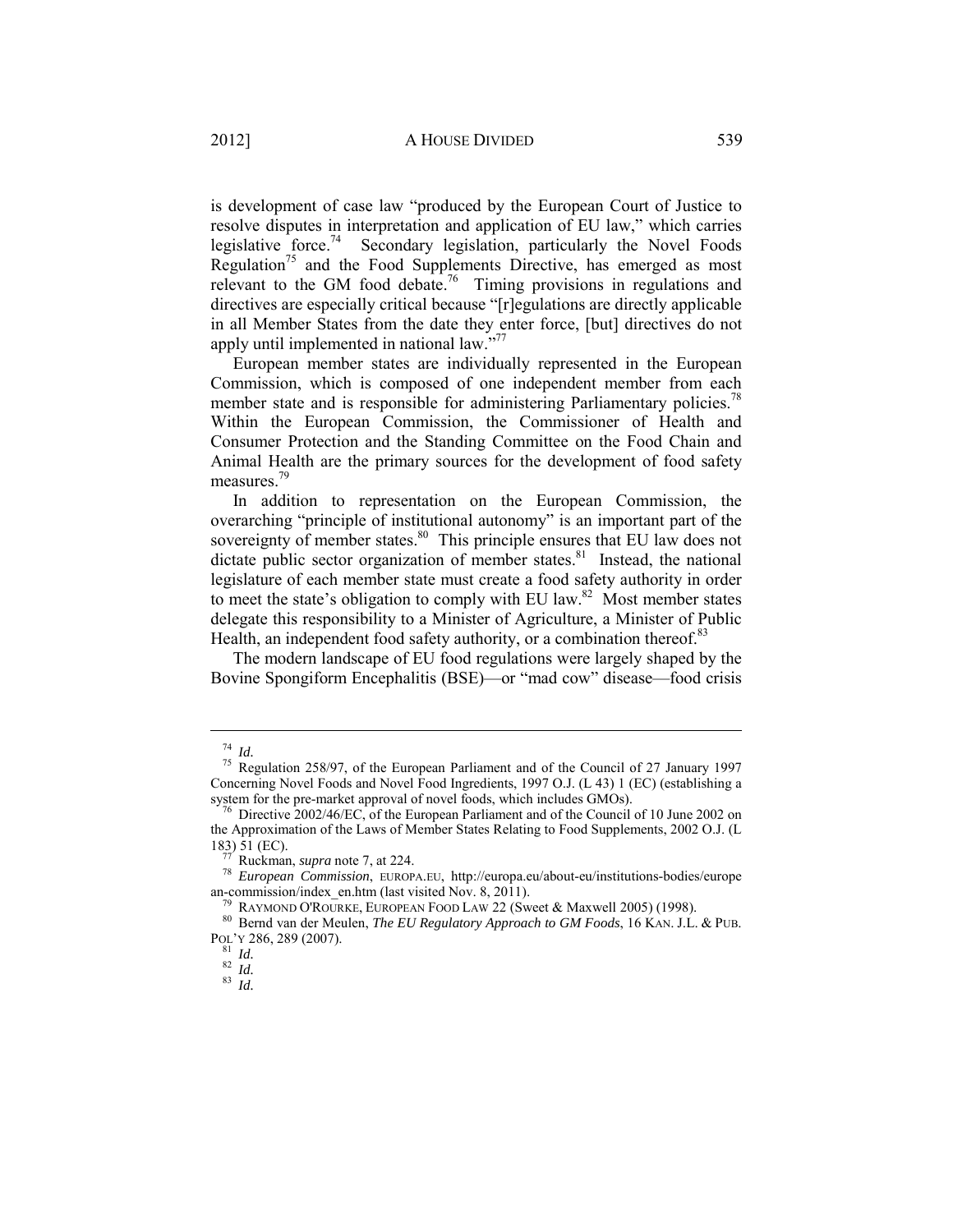is development of case law "produced by the European Court of Justice to resolve disputes in interpretation and application of EU law," which carries legislative force.[74] Secondary legislation, particularly the Novel Foods Regulation[75] and the Food Supplements Directive, has emerged as most relevant to the GM food debate.[76] Timing provisions in regulations and directives are especially critical because "[r]egulations are directly applicable in all Member States from the date they enter force, [but] directives do not apply until implemented in national law."[77]

European member states are individually represented in the European Commission, which is composed of one independent member from each member state and is responsible for administering Parliamentary policies.[78] Within the European Commission, the Commissioner of Health and Consumer Protection and the Standing Committee on the Food Chain and Animal Health are the primary sources for the development of food safety measures.[79]

In addition to representation on the European Commission, the overarching "principle of institutional autonomy" is an important part of the sovereignty of member states.[80] This principle ensures that EU law does not dictate public sector organization of member states.[81] Instead, the national legislature of each member state must create a food safety authority in order to meet the state's obligation to comply with EU law.[82] Most member states delegate this responsibility to a Minister of Agriculture, a Minister of Public Health, an independent food safety authority, or a combination thereof.[83]

The modern landscape of EU food regulations were largely shaped by the Bovine Spongiform Encephalitis (BSE)—or "mad cow" disease—food crisis

---

[74] *Id.*

[75] Regulation 258/97, of the European Parliament and of the Council of 27 January 1997 Concerning Novel Foods and Novel Food Ingredients, 1997 O.J. (L 43) 1 (EC) (establishing a system for the pre-market approval of novel foods, which includes GMOs).

[76] Directive 2002/46/EC, of the European Parliament and of the Council of 10 June 2002 on the Approximation of the Laws of Member States Relating to Food Supplements, 2002 O.J. (L 183) 51 (EC).

[77] Ruckman, *supra* note 7, at 224.

[78] *European Commission*, EUROPA.EU, http://europa.eu/about-eu/institutions-bodies/european-commission/index_en.htm (last visited Nov. 8, 2011).

[79] RAYMOND O'ROURKE, EUROPEAN FOOD LAW 22 (Sweet & Maxwell 2005) (1998).

[80] Bernd van der Meulen, *The EU Regulatory Approach to GM Foods*, 16 KAN. J.L. & PUB. POL'Y 286, 289 (2007).

[81] *Id.*

[82] *Id.*

[83] *Id.*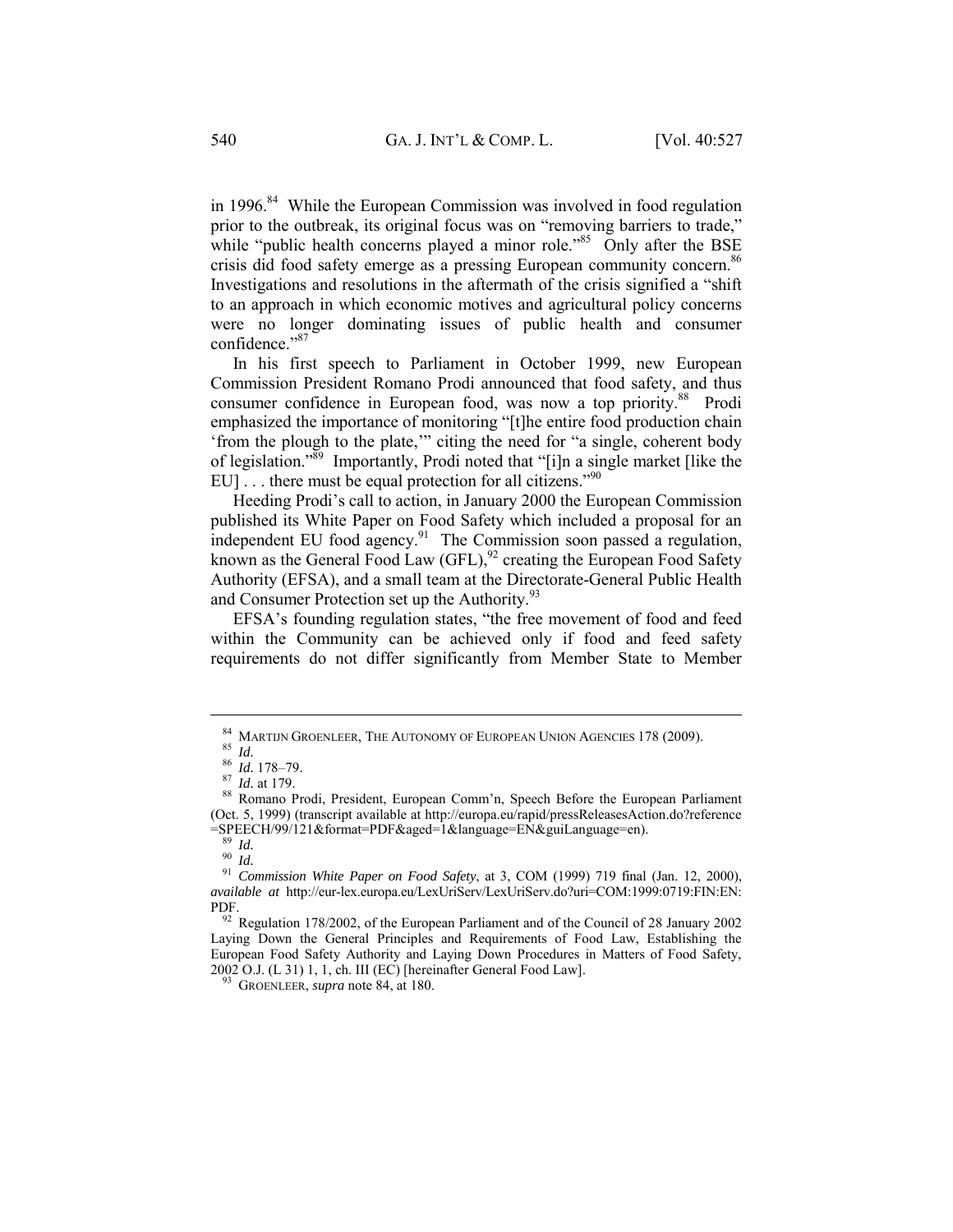in 1996.[84] While the European Commission was involved in food regulation prior to the outbreak, its original focus was on "removing barriers to trade," while "public health concerns played a minor role."[85] Only after the BSE crisis did food safety emerge as a pressing European community concern.[86] Investigations and resolutions in the aftermath of the crisis signified a "shift to an approach in which economic motives and agricultural policy concerns were no longer dominating issues of public health and consumer confidence."[87]

In his first speech to Parliament in October 1999, new European Commission President Romano Prodi announced that food safety, and thus consumer confidence in European food, was now a top priority.[88] Prodi emphasized the importance of monitoring "[t]he entire food production chain 'from the plough to the plate,'" citing the need for "a single, coherent body of legislation."[89] Importantly, Prodi noted that "[i]n a single market [like the EU] . . . there must be equal protection for all citizens."[90]

Heeding Prodi's call to action, in January 2000 the European Commission published its White Paper on Food Safety which included a proposal for an independent EU food agency.[91] The Commission soon passed a regulation, known as the General Food Law (GFL),[92] creating the European Food Safety Authority (EFSA), and a small team at the Directorate-General Public Health and Consumer Protection set up the Authority.[93]

EFSA's founding regulation states, "the free movement of food and feed within the Community can be achieved only if food and feed safety requirements do not differ significantly from Member State to Member

---

[84] MARTIJN GROENLEER, THE AUTONOMY OF EUROPEAN UNION AGENCIES 178 (2009).

[85] *Id.*

[86] *Id.* 178–79.

[87] *Id.* at 179.

[88] Romano Prodi, President, European Comm'n, Speech Before the European Parliament (Oct. 5, 1999) (transcript available at http://europa.eu/rapid/pressReleasesAction.do?reference=SPEECH/99/121&format=PDF&aged=1&language=EN&guiLanguage=en).

[89] *Id.*

[90] *Id.*

[91] *Commission White Paper on Food Safety*, at 3, COM (1999) 719 final (Jan. 12, 2000), *available at* http://eur-lex.europa.eu/LexUriServ/LexUriServ.do?uri=COM:1999:0719:FIN:EN:PDF.

[92] Regulation 178/2002, of the European Parliament and of the Council of 28 January 2002 Laying Down the General Principles and Requirements of Food Law, Establishing the European Food Safety Authority and Laying Down Procedures in Matters of Food Safety, 2002 O.J. (L 31) 1, 1, ch. III (EC) [hereinafter General Food Law].

[93] GROENLEER, *supra* note 84, at 180.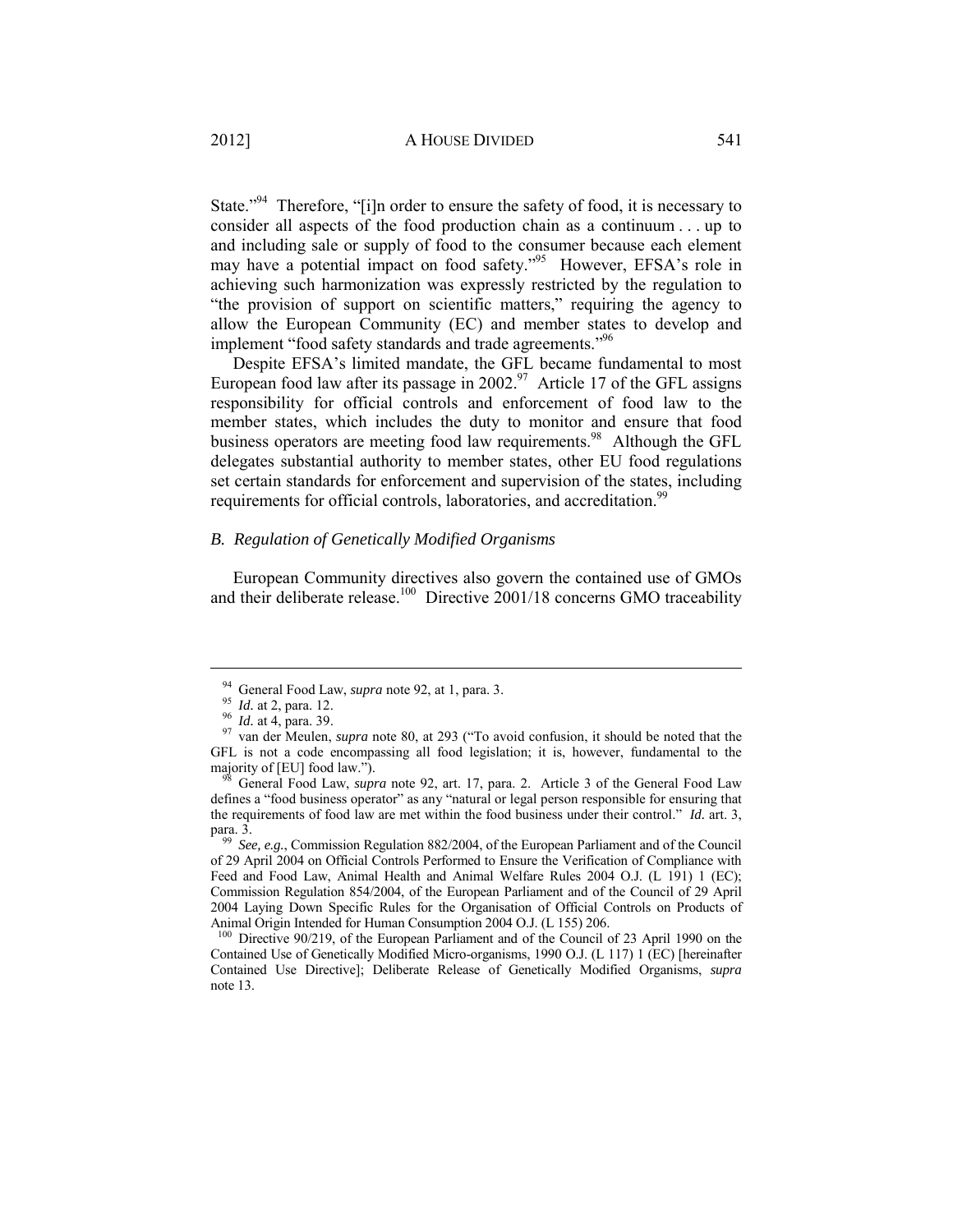State."[94] Therefore, "[i]n order to ensure the safety of food, it is necessary to consider all aspects of the food production chain as a continuum . . . up to and including sale or supply of food to the consumer because each element may have a potential impact on food safety."[95] However, EFSA's role in achieving such harmonization was expressly restricted by the regulation to "the provision of support on scientific matters," requiring the agency to allow the European Community (EC) and member states to develop and implement "food safety standards and trade agreements."[96]

Despite EFSA's limited mandate, the GFL became fundamental to most European food law after its passage in 2002.[97] Article 17 of the GFL assigns responsibility for official controls and enforcement of food law to the member states, which includes the duty to monitor and ensure that food business operators are meeting food law requirements.[98] Although the GFL delegates substantial authority to member states, other EU food regulations set certain standards for enforcement and supervision of the states, including requirements for official controls, laboratories, and accreditation.[99]

### *B. Regulation of Genetically Modified Organisms*

European Community directives also govern the contained use of GMOs and their deliberate release.[100] Directive 2001/18 concerns GMO traceability

---

[94] General Food Law, *supra* note 92, at 1, para. 3.

[95] *Id.* at 2, para. 12.

[96] *Id.* at 4, para. 39.

[97] van der Meulen, *supra* note 80, at 293 ("To avoid confusion, it should be noted that the GFL is not a code encompassing all food legislation; it is, however, fundamental to the majority of [EU] food law.").

[98] General Food Law, *supra* note 92, art. 17, para. 2. Article 3 of the General Food Law defines a "food business operator" as any "natural or legal person responsible for ensuring that the requirements of food law are met within the food business under their control." *Id.* art. 3, para. 3.

[99] *See, e.g.*, Commission Regulation 882/2004, of the European Parliament and of the Council of 29 April 2004 on Official Controls Performed to Ensure the Verification of Compliance with Feed and Food Law, Animal Health and Animal Welfare Rules 2004 O.J. (L 191) 1 (EC); Commission Regulation 854/2004, of the European Parliament and of the Council of 29 April 2004 Laying Down Specific Rules for the Organisation of Official Controls on Products of Animal Origin Intended for Human Consumption 2004 O.J. (L 155) 206.

[100] Directive 90/219, of the European Parliament and of the Council of 23 April 1990 on the Contained Use of Genetically Modified Micro-organisms, 1990 O.J. (L 117) 1 (EC) [hereinafter Contained Use Directive]; Deliberate Release of Genetically Modified Organisms, *supra* note 13.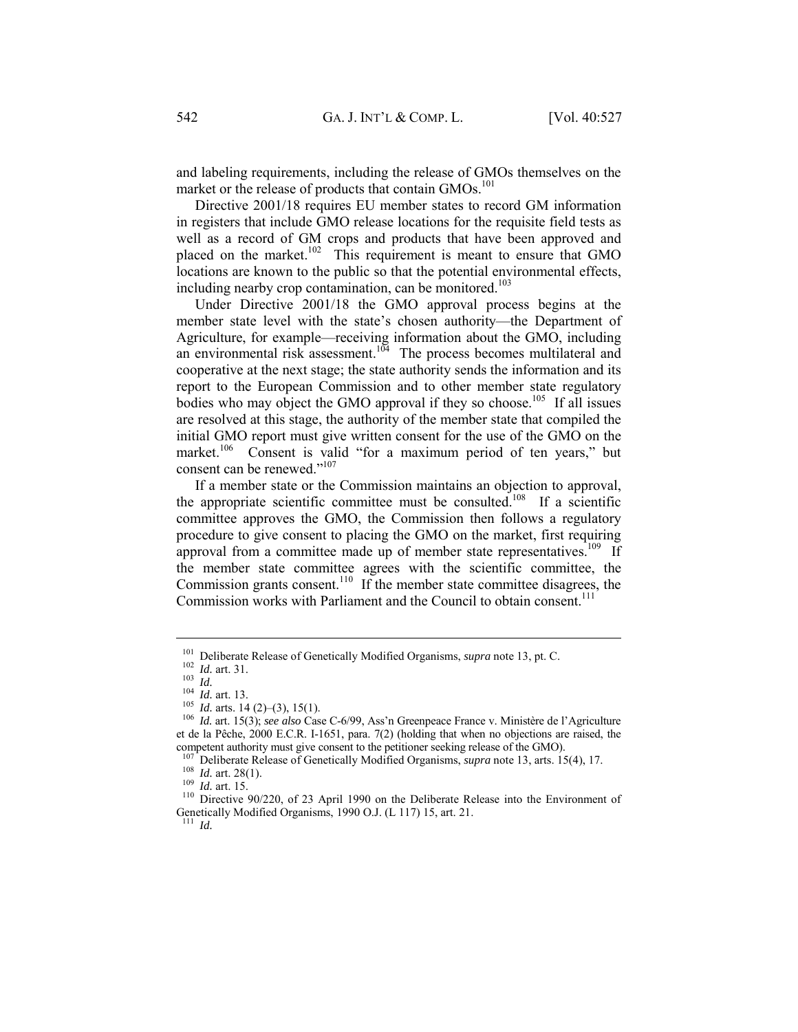and labeling requirements, including the release of GMOs themselves on the market or the release of products that contain GMOs.[101]

Directive 2001/18 requires EU member states to record GM information in registers that include GMO release locations for the requisite field tests as well as a record of GM crops and products that have been approved and placed on the market.[102] This requirement is meant to ensure that GMO locations are known to the public so that the potential environmental effects, including nearby crop contamination, can be monitored.[103]

Under Directive 2001/18 the GMO approval process begins at the member state level with the state's chosen authority—the Department of Agriculture, for example—receiving information about the GMO, including an environmental risk assessment.[104] The process becomes multilateral and cooperative at the next stage; the state authority sends the information and its report to the European Commission and to other member state regulatory bodies who may object the GMO approval if they so choose.[105] If all issues are resolved at this stage, the authority of the member state that compiled the initial GMO report must give written consent for the use of the GMO on the market.[106] Consent is valid "for a maximum period of ten years," but consent can be renewed."[107]

If a member state or the Commission maintains an objection to approval, the appropriate scientific committee must be consulted.[108] If a scientific committee approves the GMO, the Commission then follows a regulatory procedure to give consent to placing the GMO on the market, first requiring approval from a committee made up of member state representatives.[109] If the member state committee agrees with the scientific committee, the Commission grants consent.[110] If the member state committee disagrees, the Commission works with Parliament and the Council to obtain consent.[111]

---

[101] Deliberate Release of Genetically Modified Organisms, *supra* note 13, pt. C.

[102] *Id.* art. 31.

[103] *Id.*

[104] *Id.* art. 13.

[105] *Id.* arts. 14 (2)–(3), 15(1).

[106] *Id.* art. 15(3); *see also* Case C-6/99, Ass'n Greenpeace France v. Ministère de l'Agriculture et de la Pêche, 2000 E.C.R. I-1651, para. 7(2) (holding that when no objections are raised, the competent authority must give consent to the petitioner seeking release of the GMO).

[107] Deliberate Release of Genetically Modified Organisms, *supra* note 13, arts. 15(4), 17.

[108] *Id.* art. 28(1).

[109] *Id.* art. 15.

[110] Directive 90/220, of 23 April 1990 on the Deliberate Release into the Environment of Genetically Modified Organisms, 1990 O.J. (L 117) 15, art. 21.

[111] *Id.*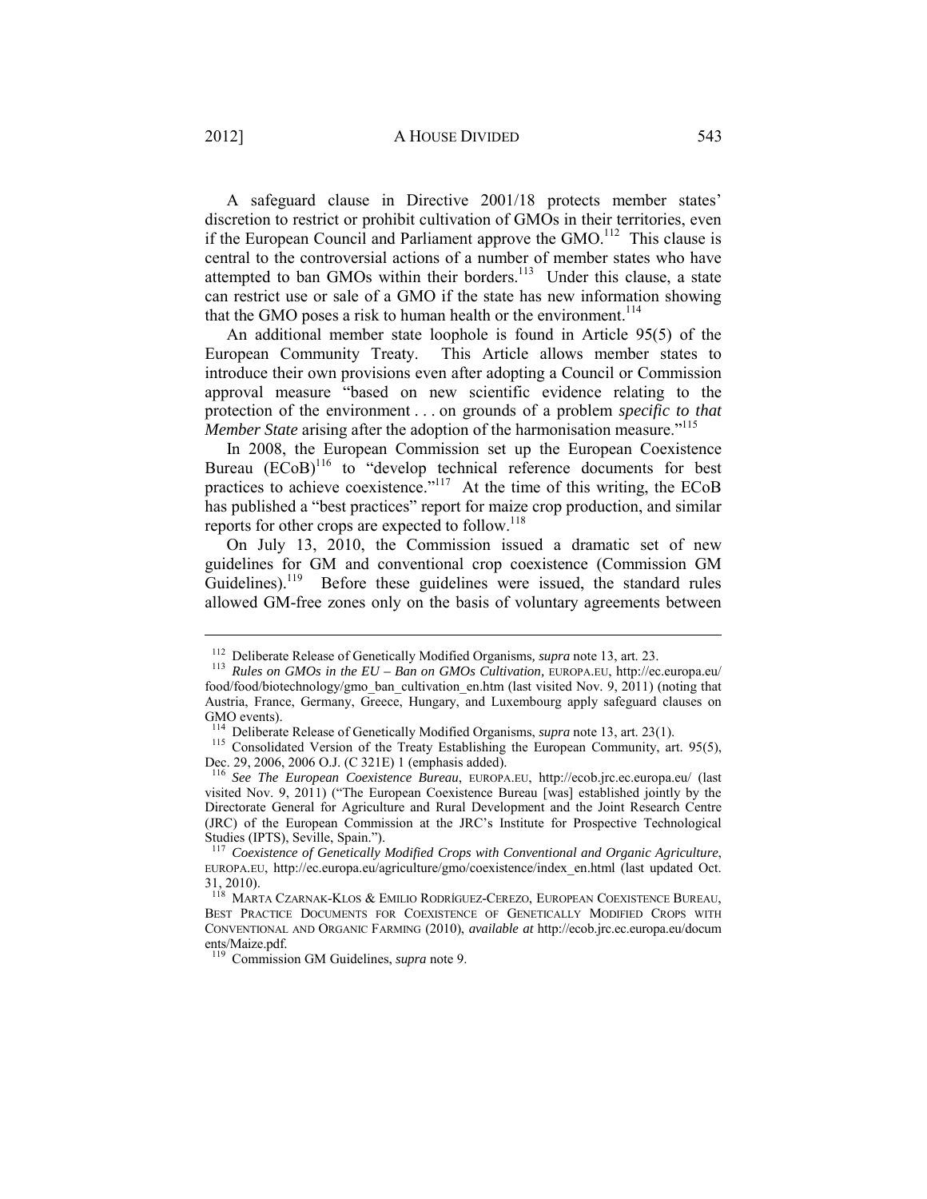A safeguard clause in Directive 2001/18 protects member states' discretion to restrict or prohibit cultivation of GMOs in their territories, even if the European Council and Parliament approve the GMO.[112] This clause is central to the controversial actions of a number of member states who have attempted to ban GMOs within their borders.[113] Under this clause, a state can restrict use or sale of a GMO if the state has new information showing that the GMO poses a risk to human health or the environment.[114]

An additional member state loophole is found in Article 95(5) of the European Community Treaty. This Article allows member states to introduce their own provisions even after adopting a Council or Commission approval measure "based on new scientific evidence relating to the protection of the environment . . . on grounds of a problem *specific to that Member State* arising after the adoption of the harmonisation measure."[115]

In 2008, the European Commission set up the European Coexistence Bureau (ECoB)[116] to "develop technical reference documents for best practices to achieve coexistence."[117] At the time of this writing, the ECoB has published a "best practices" report for maize crop production, and similar reports for other crops are expected to follow.[118]

On July 13, 2010, the Commission issued a dramatic set of new guidelines for GM and conventional crop coexistence (Commission GM Guidelines).[119] Before these guidelines were issued, the standard rules allowed GM-free zones only on the basis of voluntary agreements between

---

[112] Deliberate Release of Genetically Modified Organisms*, supra* note 13, art. 23.

[113] *Rules on GMOs in the EU – Ban on GMOs Cultivation,* EUROPA.EU, http://ec.europa.eu/food/food/biotechnology/gmo_ban_cultivation_en.htm (last visited Nov. 9, 2011) (noting that Austria, France, Germany, Greece, Hungary, and Luxembourg apply safeguard clauses on GMO events).

[114] Deliberate Release of Genetically Modified Organisms, *supra* note 13, art. 23(1).

[115] Consolidated Version of the Treaty Establishing the European Community, art. 95(5), Dec. 29, 2006, 2006 O.J. (C 321E) 1 (emphasis added).

[116] *See The European Coexistence Bureau*, EUROPA.EU, http://ecob.jrc.ec.europa.eu/ (last visited Nov. 9, 2011) ("The European Coexistence Bureau [was] established jointly by the Directorate General for Agriculture and Rural Development and the Joint Research Centre (JRC) of the European Commission at the JRC's Institute for Prospective Technological Studies (IPTS), Seville, Spain.").

[117] *Coexistence of Genetically Modified Crops with Conventional and Organic Agriculture*, EUROPA.EU, http://ec.europa.eu/agriculture/gmo/coexistence/index_en.html (last updated Oct. 31, 2010).

[118] MARTA CZARNAK-KLOS & EMILIO RODRÍGUEZ-CEREZO, EUROPEAN COEXISTENCE BUREAU, BEST PRACTICE DOCUMENTS FOR COEXISTENCE OF GENETICALLY MODIFIED CROPS WITH CONVENTIONAL AND ORGANIC FARMING (2010), *available at* http://ecob.jrc.ec.europa.eu/documents/Maize.pdf.

[119] Commission GM Guidelines, *supra* note 9.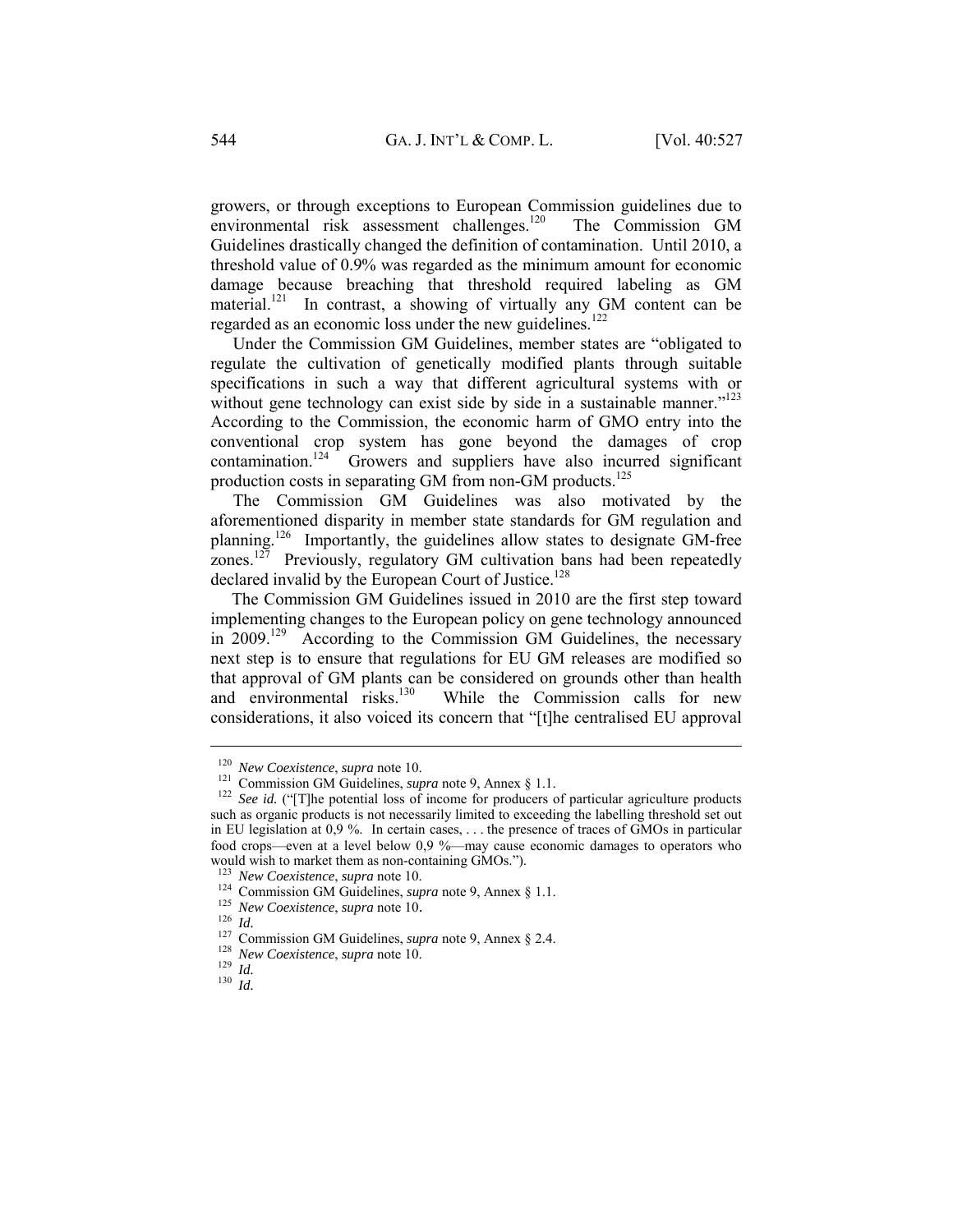growers, or through exceptions to European Commission guidelines due to environmental risk assessment challenges.[120] The Commission GM Guidelines drastically changed the definition of contamination. Until 2010, a threshold value of 0.9% was regarded as the minimum amount for economic damage because breaching that threshold required labeling as GM material.[121] In contrast, a showing of virtually any GM content can be regarded as an economic loss under the new guidelines.[122]

Under the Commission GM Guidelines, member states are "obligated to regulate the cultivation of genetically modified plants through suitable specifications in such a way that different agricultural systems with or without gene technology can exist side by side in a sustainable manner."[123] According to the Commission, the economic harm of GMO entry into the conventional crop system has gone beyond the damages of crop contamination.[124] Growers and suppliers have also incurred significant production costs in separating GM from non-GM products.[125]

The Commission GM Guidelines was also motivated by the aforementioned disparity in member state standards for GM regulation and planning.[126] Importantly, the guidelines allow states to designate GM-free zones.[127] Previously, regulatory GM cultivation bans had been repeatedly declared invalid by the European Court of Justice.[128]

The Commission GM Guidelines issued in 2010 are the first step toward implementing changes to the European policy on gene technology announced in 2009.[129] According to the Commission GM Guidelines, the necessary next step is to ensure that regulations for EU GM releases are modified so that approval of GM plants can be considered on grounds other than health and environmental risks.[130] While the Commission calls for new considerations, it also voiced its concern that "[t]he centralised EU approval

---

[120] *New Coexistence*, *supra* note 10.

[121] Commission GM Guidelines, *supra* note 9, Annex § 1.1.

[122] *See id.* ("[T]he potential loss of income for producers of particular agriculture products such as organic products is not necessarily limited to exceeding the labelling threshold set out in EU legislation at 0,9 %. In certain cases, . . . the presence of traces of GMOs in particular food crops—even at a level below 0,9 %—may cause economic damages to operators who would wish to market them as non-containing GMOs.").

[123] *New Coexistence*, *supra* note 10.

[124] Commission GM Guidelines, *supra* note 9, Annex § 1.1.

[125] *New Coexistence*, *supra* note 10.

[126] *Id.*

[127] Commission GM Guidelines, *supra* note 9, Annex § 2.4.

[128] *New Coexistence*, *supra* note 10.

[129] *Id.*

[130] *Id.*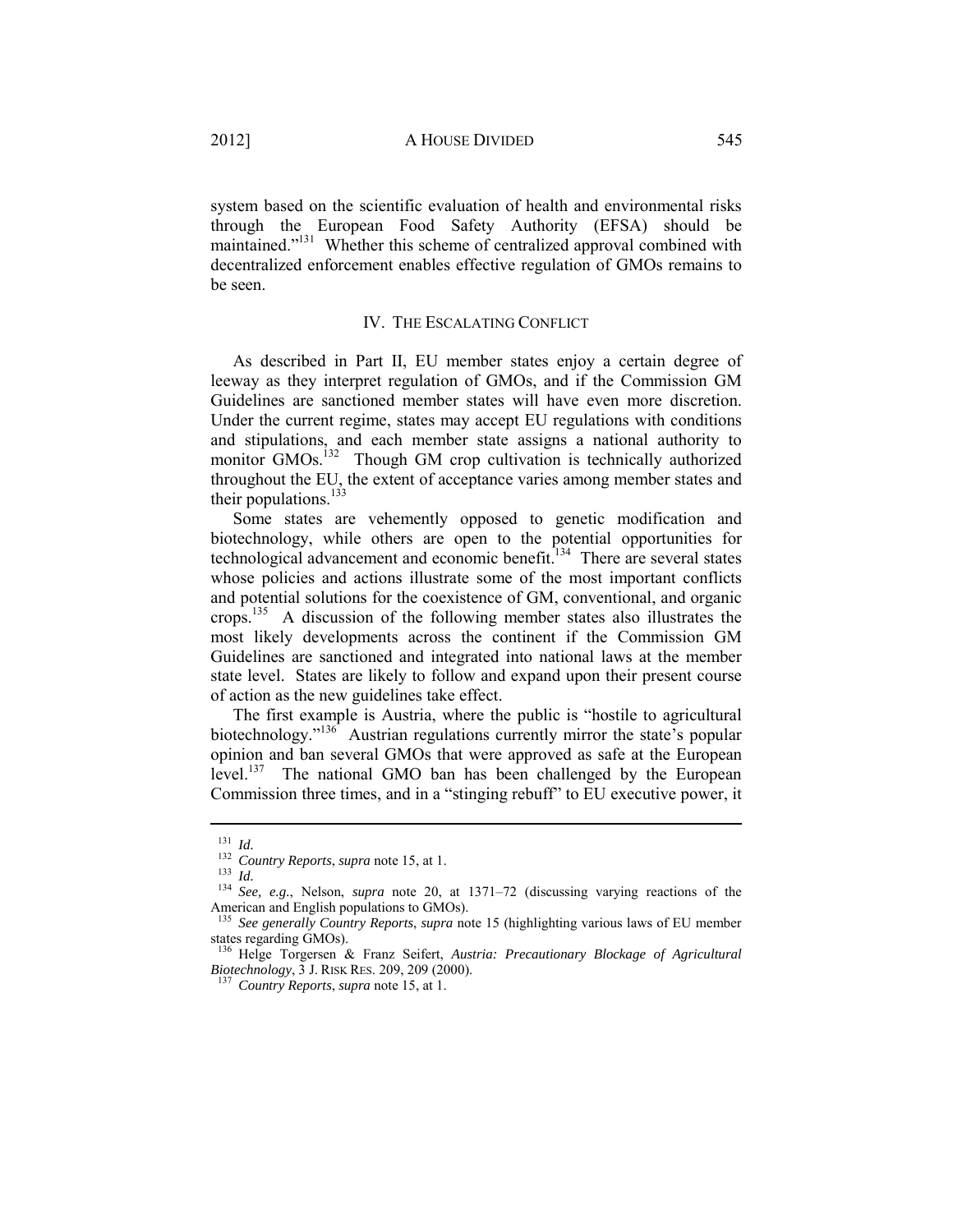system based on the scientific evaluation of health and environmental risks through the European Food Safety Authority (EFSA) should be maintained."[131] Whether this scheme of centralized approval combined with decentralized enforcement enables effective regulation of GMOs remains to be seen.

## IV. The Escalating Conflict

As described in Part II, EU member states enjoy a certain degree of leeway as they interpret regulation of GMOs, and if the Commission GM Guidelines are sanctioned member states will have even more discretion. Under the current regime, states may accept EU regulations with conditions and stipulations, and each member state assigns a national authority to monitor GMOs.[132] Though GM crop cultivation is technically authorized throughout the EU, the extent of acceptance varies among member states and their populations.[133]

Some states are vehemently opposed to genetic modification and biotechnology, while others are open to the potential opportunities for technological advancement and economic benefit.[134] There are several states whose policies and actions illustrate some of the most important conflicts and potential solutions for the coexistence of GM, conventional, and organic crops.[135] A discussion of the following member states also illustrates the most likely developments across the continent if the Commission GM Guidelines are sanctioned and integrated into national laws at the member state level. States are likely to follow and expand upon their present course of action as the new guidelines take effect.

The first example is Austria, where the public is "hostile to agricultural biotechnology."[136] Austrian regulations currently mirror the state's popular opinion and ban several GMOs that were approved as safe at the European level.[137] The national GMO ban has been challenged by the European Commission three times, and in a "stinging rebuff" to EU executive power, it

---

[131] *Id.*

[132] *Country Reports*, *supra* note 15, at 1.

[133] *Id.*

[134] *See, e.g.*, Nelson, *supra* note 20, at 1371–72 (discussing varying reactions of the American and English populations to GMOs).

[135] *See generally Country Reports*, *supra* note 15 (highlighting various laws of EU member states regarding GMOs).

[136] Helge Torgersen & Franz Seifert, *Austria: Precautionary Blockage of Agricultural Biotechnology*, 3 J. RISK RES. 209, 209 (2000).

[137] *Country Reports*, *supra* note 15, at 1.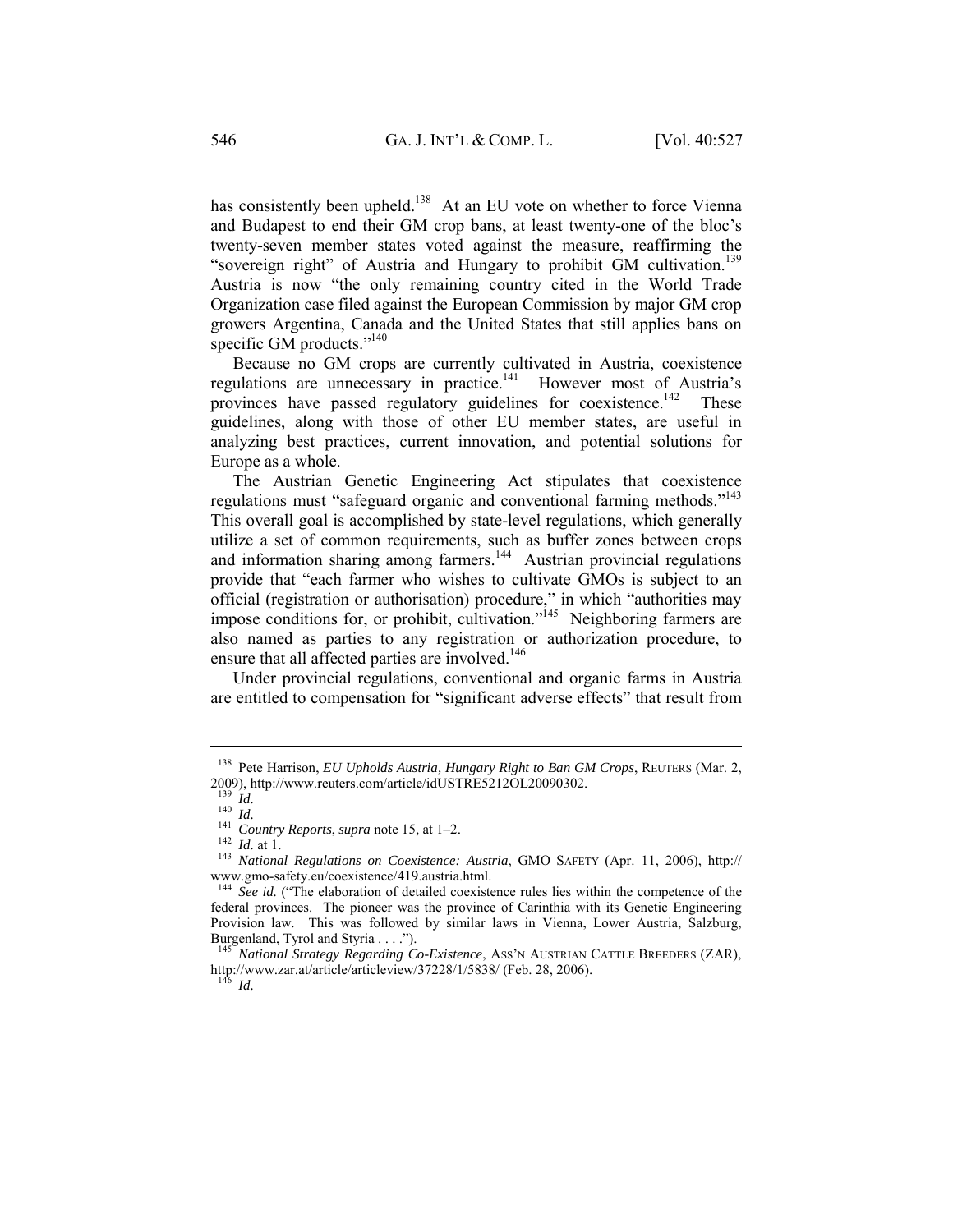has consistently been upheld.[138] At an EU vote on whether to force Vienna and Budapest to end their GM crop bans, at least twenty-one of the bloc's twenty-seven member states voted against the measure, reaffirming the "sovereign right" of Austria and Hungary to prohibit GM cultivation.[139] Austria is now "the only remaining country cited in the World Trade Organization case filed against the European Commission by major GM crop growers Argentina, Canada and the United States that still applies bans on specific GM products."[140]

Because no GM crops are currently cultivated in Austria, coexistence regulations are unnecessary in practice.[141] However most of Austria's provinces have passed regulatory guidelines for coexistence.[142] These guidelines, along with those of other EU member states, are useful in analyzing best practices, current innovation, and potential solutions for Europe as a whole.

The Austrian Genetic Engineering Act stipulates that coexistence regulations must "safeguard organic and conventional farming methods."[143] This overall goal is accomplished by state-level regulations, which generally utilize a set of common requirements, such as buffer zones between crops and information sharing among farmers.[144] Austrian provincial regulations provide that "each farmer who wishes to cultivate GMOs is subject to an official (registration or authorisation) procedure," in which "authorities may impose conditions for, or prohibit, cultivation."[145] Neighboring farmers are also named as parties to any registration or authorization procedure, to ensure that all affected parties are involved.[146]

Under provincial regulations, conventional and organic farms in Austria are entitled to compensation for "significant adverse effects" that result from

---

[138] Pete Harrison, *EU Upholds Austria, Hungary Right to Ban GM Crops*, REUTERS (Mar. 2, 2009), http://www.reuters.com/article/idUSTRE5212OL20090302.

[139] *Id.*

[140] *Id.*

[141] *Country Reports*, *supra* note 15, at 1–2.

[142] *Id.* at 1.

[143] *National Regulations on Coexistence: Austria*, GMO SAFETY (Apr. 11, 2006), http://www.gmo-safety.eu/coexistence/419.austria.html.

[144] *See id.* ("The elaboration of detailed coexistence rules lies within the competence of the federal provinces. The pioneer was the province of Carinthia with its Genetic Engineering Provision law. This was followed by similar laws in Vienna, Lower Austria, Salzburg, Burgenland, Tyrol and Styria . . . .").

[145] *National Strategy Regarding Co-Existence*, ASS'N AUSTRIAN CATTLE BREEDERS (ZAR), http://www.zar.at/article/articleview/37228/1/5838/ (Feb. 28, 2006).

[146] *Id.*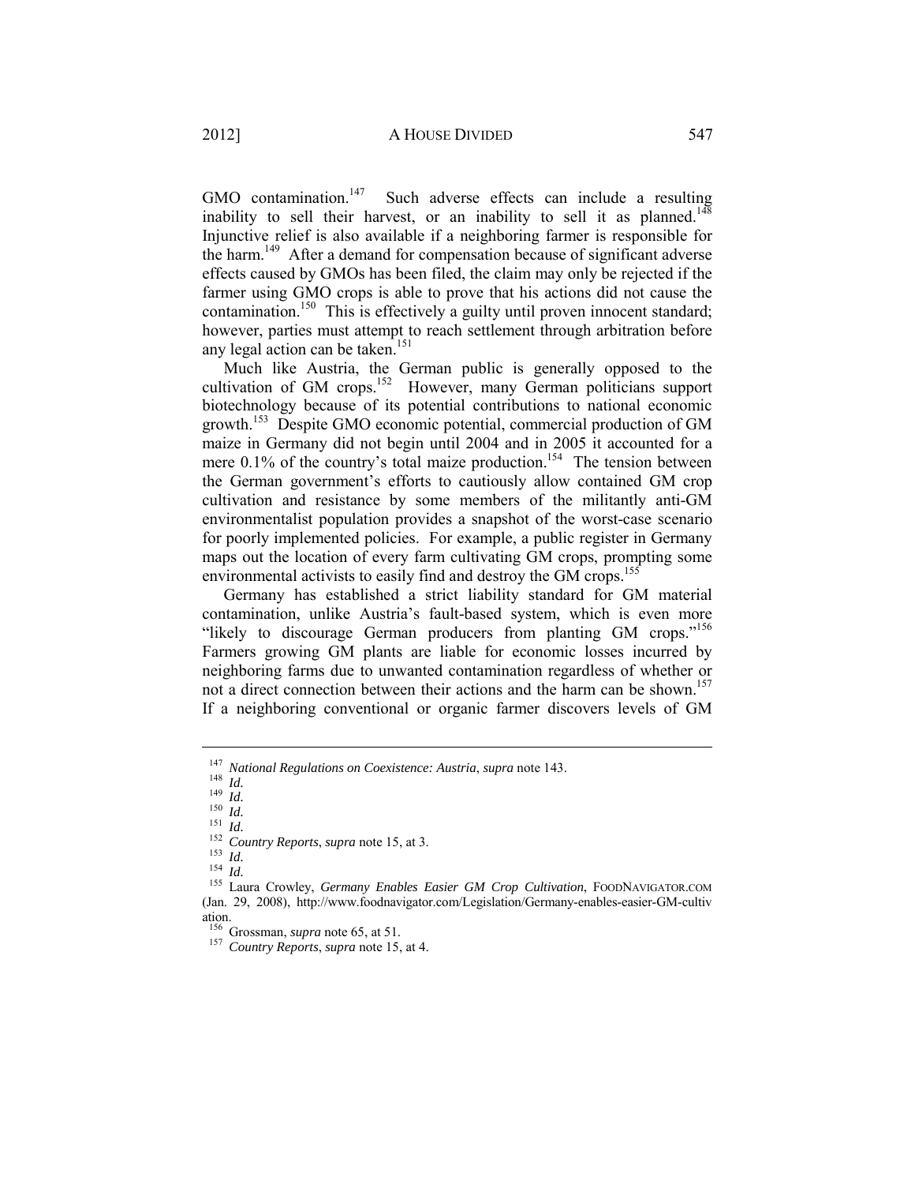GMO contamination.[147] Such adverse effects can include a resulting inability to sell their harvest, or an inability to sell it as planned.[148] Injunctive relief is also available if a neighboring farmer is responsible for the harm.[149] After a demand for compensation because of significant adverse effects caused by GMOs has been filed, the claim may only be rejected if the farmer using GMO crops is able to prove that his actions did not cause the contamination.[150] This is effectively a guilty until proven innocent standard; however, parties must attempt to reach settlement through arbitration before any legal action can be taken.[151]

Much like Austria, the German public is generally opposed to the cultivation of GM crops.[152] However, many German politicians support biotechnology because of its potential contributions to national economic growth.[153] Despite GMO economic potential, commercial production of GM maize in Germany did not begin until 2004 and in 2005 it accounted for a mere 0.1% of the country's total maize production.[154] The tension between the German government's efforts to cautiously allow contained GM crop cultivation and resistance by some members of the militantly anti-GM environmentalist population provides a snapshot of the worst-case scenario for poorly implemented policies. For example, a public register in Germany maps out the location of every farm cultivating GM crops, prompting some environmental activists to easily find and destroy the GM crops.[155]

Germany has established a strict liability standard for GM material contamination, unlike Austria's fault-based system, which is even more "likely to discourage German producers from planting GM crops."[156] Farmers growing GM plants are liable for economic losses incurred by neighboring farms due to unwanted contamination regardless of whether or not a direct connection between their actions and the harm can be shown.[157] If a neighboring conventional or organic farmer discovers levels of GM

---

[147] *National Regulations on Coexistence: Austria*, *supra* note 143.

[148] *Id.*

[149] *Id.*

[150] *Id.*

[151] *Id.*

[152] *Country Reports*, *supra* note 15, at 3.

[153] *Id.*

[154] *Id.*

[155] Laura Crowley, *Germany Enables Easier GM Crop Cultivation*, FOODNAVIGATOR.COM (Jan. 29, 2008), http://www.foodnavigator.com/Legislation/Germany-enables-easier-GM-cultivation.

[156] Grossman, *supra* note 65, at 51.

[157] *Country Reports*, *supra* note 15, at 4.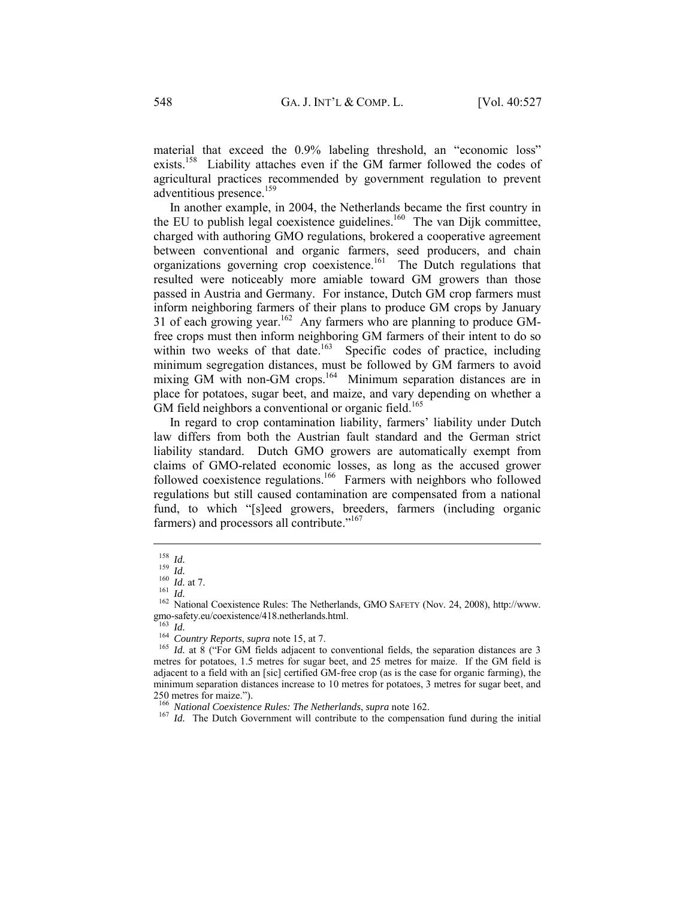material that exceed the 0.9% labeling threshold, an "economic loss" exists.[158] Liability attaches even if the GM farmer followed the codes of agricultural practices recommended by government regulation to prevent adventitious presence.[159]

In another example, in 2004, the Netherlands became the first country in the EU to publish legal coexistence guidelines.[160] The van Dijk committee, charged with authoring GMO regulations, brokered a cooperative agreement between conventional and organic farmers, seed producers, and chain organizations governing crop coexistence.[161] The Dutch regulations that resulted were noticeably more amiable toward GM growers than those passed in Austria and Germany. For instance, Dutch GM crop farmers must inform neighboring farmers of their plans to produce GM crops by January 31 of each growing year.[162] Any farmers who are planning to produce GM-free crops must then inform neighboring GM farmers of their intent to do so within two weeks of that date.[163] Specific codes of practice, including minimum segregation distances, must be followed by GM farmers to avoid mixing GM with non-GM crops.[164] Minimum separation distances are in place for potatoes, sugar beet, and maize, and vary depending on whether a GM field neighbors a conventional or organic field.[165]

In regard to crop contamination liability, farmers' liability under Dutch law differs from both the Austrian fault standard and the German strict liability standard. Dutch GMO growers are automatically exempt from claims of GMO-related economic losses, as long as the accused grower followed coexistence regulations.[166] Farmers with neighbors who followed regulations but still caused contamination are compensated from a national fund, to which "[s]eed growers, breeders, farmers (including organic farmers) and processors all contribute."[167]

---

[158] *Id.*

[159] *Id.*

[160] *Id.* at 7.

[161] *Id.*

[162] National Coexistence Rules: The Netherlands, GMO SAFETY (Nov. 24, 2008), http://www.gmo-safety.eu/coexistence/418.netherlands.html.

[163] *Id.*

[164] *Country Reports*, *supra* note 15, at 7.

[165] *Id.* at 8 ("For GM fields adjacent to conventional fields, the separation distances are 3 metres for potatoes, 1.5 metres for sugar beet, and 25 metres for maize. If the GM field is adjacent to a field with an [sic] certified GM-free crop (as is the case for organic farming), the minimum separation distances increase to 10 metres for potatoes, 3 metres for sugar beet, and 250 metres for maize.").

[166] *National Coexistence Rules: The Netherlands*, *supra* note 162.

[167] *Id.* The Dutch Government will contribute to the compensation fund during the initial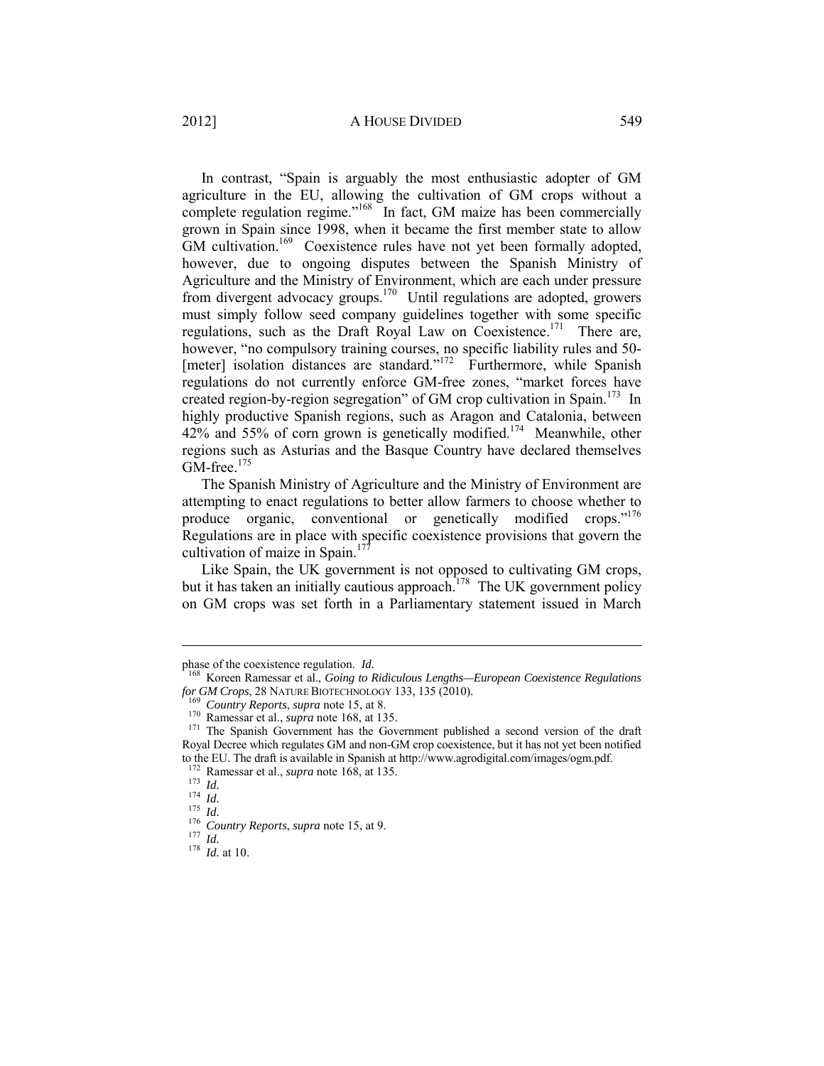In contrast, "Spain is arguably the most enthusiastic adopter of GM agriculture in the EU, allowing the cultivation of GM crops without a complete regulation regime."[168] In fact, GM maize has been commercially grown in Spain since 1998, when it became the first member state to allow GM cultivation.[169] Coexistence rules have not yet been formally adopted, however, due to ongoing disputes between the Spanish Ministry of Agriculture and the Ministry of Environment, which are each under pressure from divergent advocacy groups.[170] Until regulations are adopted, growers must simply follow seed company guidelines together with some specific regulations, such as the Draft Royal Law on Coexistence.[171] There are, however, "no compulsory training courses, no specific liability rules and 50-[meter] isolation distances are standard."[172] Furthermore, while Spanish regulations do not currently enforce GM-free zones, "market forces have created region-by-region segregation" of GM crop cultivation in Spain.[173] In highly productive Spanish regions, such as Aragon and Catalonia, between 42% and 55% of corn grown is genetically modified.[174] Meanwhile, other regions such as Asturias and the Basque Country have declared themselves GM-free.[175]

The Spanish Ministry of Agriculture and the Ministry of Environment are attempting to enact regulations to better allow farmers to choose whether to produce organic, conventional or genetically modified crops."[176] Regulations are in place with specific coexistence provisions that govern the cultivation of maize in Spain.[177]

Like Spain, the UK government is not opposed to cultivating GM crops, but it has taken an initially cautious approach.[178] The UK government policy on GM crops was set forth in a Parliamentary statement issued in March

---

phase of the coexistence regulation. *Id.*

[168] Koreen Ramessar et al., *Going to Ridiculous Lengths—European Coexistence Regulations for GM Crops*, 28 NATURE BIOTECHNOLOGY 133, 135 (2010).

[169] *Country Reports*, *supra* note 15, at 8.

[170] Ramessar et al., *supra* note 168, at 135.

[171] The Spanish Government has the Government published a second version of the draft Royal Decree which regulates GM and non-GM crop coexistence, but it has not yet been notified to the EU. The draft is available in Spanish at http://www.agrodigital.com/images/ogm.pdf.

[172] Ramessar et al., *supra* note 168, at 135.

[173] *Id.*

[174] *Id.*

[175] *Id.*

[176] *Country Reports*, *supra* note 15, at 9.

[177] *Id.*

[178] *Id.* at 10.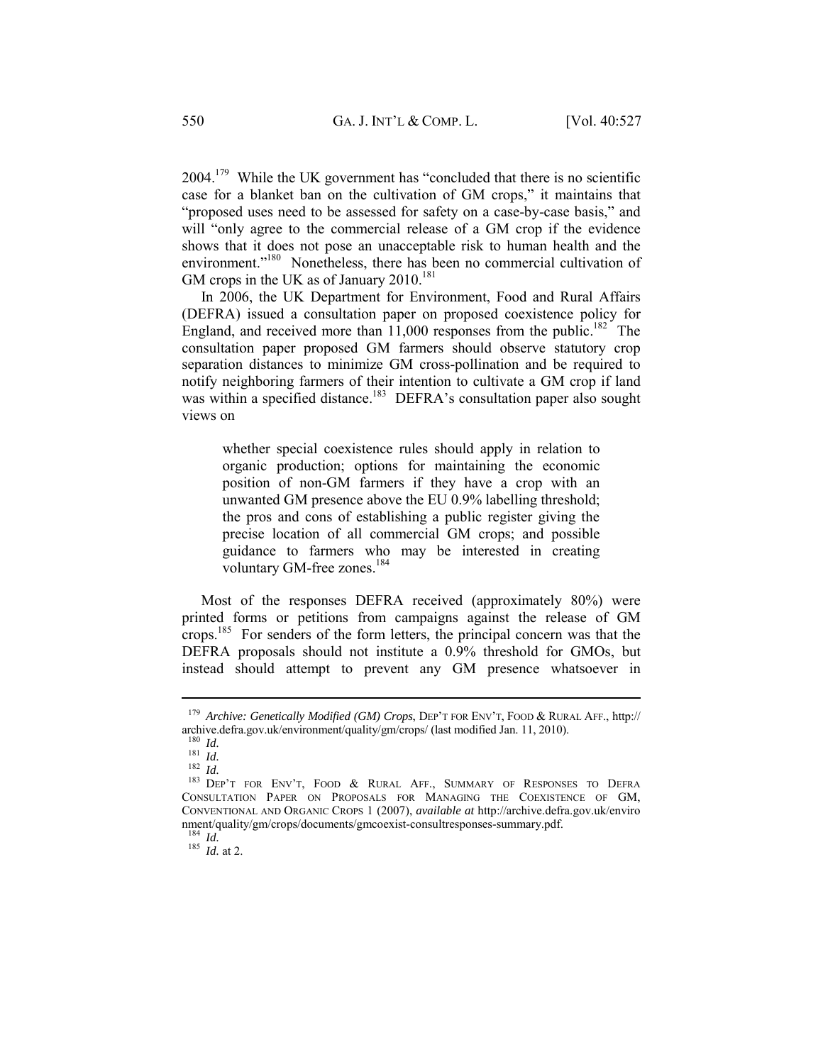2004.[179] While the UK government has "concluded that there is no scientific case for a blanket ban on the cultivation of GM crops," it maintains that "proposed uses need to be assessed for safety on a case-by-case basis," and will "only agree to the commercial release of a GM crop if the evidence shows that it does not pose an unacceptable risk to human health and the environment."[180] Nonetheless, there has been no commercial cultivation of GM crops in the UK as of January 2010.[181]

In 2006, the UK Department for Environment, Food and Rural Affairs (DEFRA) issued a consultation paper on proposed coexistence policy for England, and received more than 11,000 responses from the public.[182] The consultation paper proposed GM farmers should observe statutory crop separation distances to minimize GM cross-pollination and be required to notify neighboring farmers of their intention to cultivate a GM crop if land was within a specified distance.[183] DEFRA's consultation paper also sought views on

> whether special coexistence rules should apply in relation to organic production; options for maintaining the economic position of non-GM farmers if they have a crop with an unwanted GM presence above the EU 0.9% labelling threshold; the pros and cons of establishing a public register giving the precise location of all commercial GM crops; and possible guidance to farmers who may be interested in creating voluntary GM-free zones.[184]

Most of the responses DEFRA received (approximately 80%) were printed forms or petitions from campaigns against the release of GM crops.[185] For senders of the form letters, the principal concern was that the DEFRA proposals should not institute a 0.9% threshold for GMOs, but instead should attempt to prevent any GM presence whatsoever in

---

[179] *Archive: Genetically Modified (GM) Crops*, DEP'T FOR ENV'T, FOOD & RURAL AFF., http://archive.defra.gov.uk/environment/quality/gm/crops/ (last modified Jan. 11, 2010).

[180] *Id.*

[181] *Id.*

[182] *Id.*

[183] DEP'T FOR ENV'T, FOOD & RURAL AFF., SUMMARY OF RESPONSES TO DEFRA CONSULTATION PAPER ON PROPOSALS FOR MANAGING THE COEXISTENCE OF GM, CONVENTIONAL AND ORGANIC CROPS 1 (2007), *available at* http://archive.defra.gov.uk/environment/quality/gm/crops/documents/gmcoexist-consultresponses-summary.pdf.

[184] *Id.*

[185] *Id.* at 2.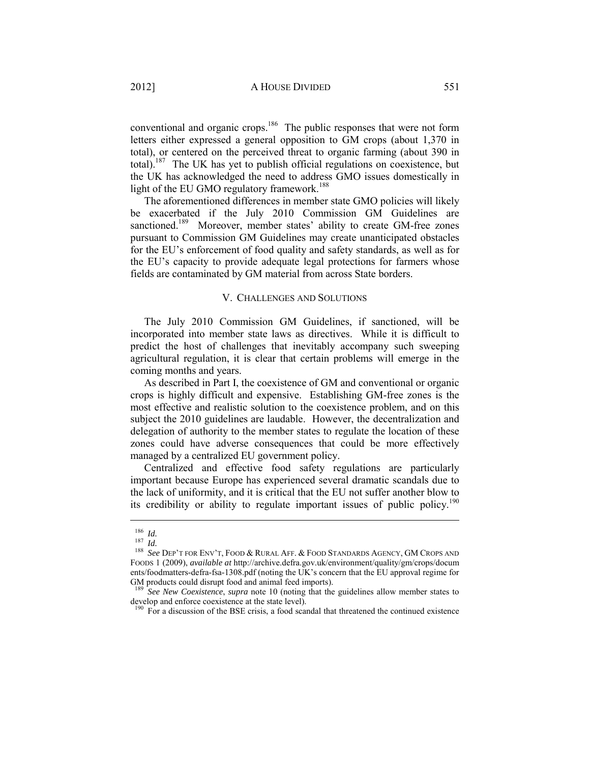conventional and organic crops.[186] The public responses that were not form letters either expressed a general opposition to GM crops (about 1,370 in total), or centered on the perceived threat to organic farming (about 390 in total).[187] The UK has yet to publish official regulations on coexistence, but the UK has acknowledged the need to address GMO issues domestically in light of the EU GMO regulatory framework.[188]

The aforementioned differences in member state GMO policies will likely be exacerbated if the July 2010 Commission GM Guidelines are sanctioned.[189] Moreover, member states' ability to create GM-free zones pursuant to Commission GM Guidelines may create unanticipated obstacles for the EU's enforcement of food quality and safety standards, as well as for the EU's capacity to provide adequate legal protections for farmers whose fields are contaminated by GM material from across State borders.

## V. CHALLENGES AND SOLUTIONS

The July 2010 Commission GM Guidelines, if sanctioned, will be incorporated into member state laws as directives. While it is difficult to predict the host of challenges that inevitably accompany such sweeping agricultural regulation, it is clear that certain problems will emerge in the coming months and years.

As described in Part I, the coexistence of GM and conventional or organic crops is highly difficult and expensive. Establishing GM-free zones is the most effective and realistic solution to the coexistence problem, and on this subject the 2010 guidelines are laudable. However, the decentralization and delegation of authority to the member states to regulate the location of these zones could have adverse consequences that could be more effectively managed by a centralized EU government policy.

Centralized and effective food safety regulations are particularly important because Europe has experienced several dramatic scandals due to the lack of uniformity, and it is critical that the EU not suffer another blow to its credibility or ability to regulate important issues of public policy.[190]

---

[186] *Id.*

[187] *Id.*

[188] *See* DEP'T FOR ENV'T, FOOD & RURAL AFF. & FOOD STANDARDS AGENCY, GM CROPS AND FOODS 1 (2009), *available at* http://archive.defra.gov.uk/environment/quality/gm/crops/documents/foodmatters-defra-fsa-1308.pdf (noting the UK's concern that the EU approval regime for GM products could disrupt food and animal feed imports).

[189] *See New Coexistence*, *supra* note 10 (noting that the guidelines allow member states to develop and enforce coexistence at the state level).

[190] For a discussion of the BSE crisis, a food scandal that threatened the continued existence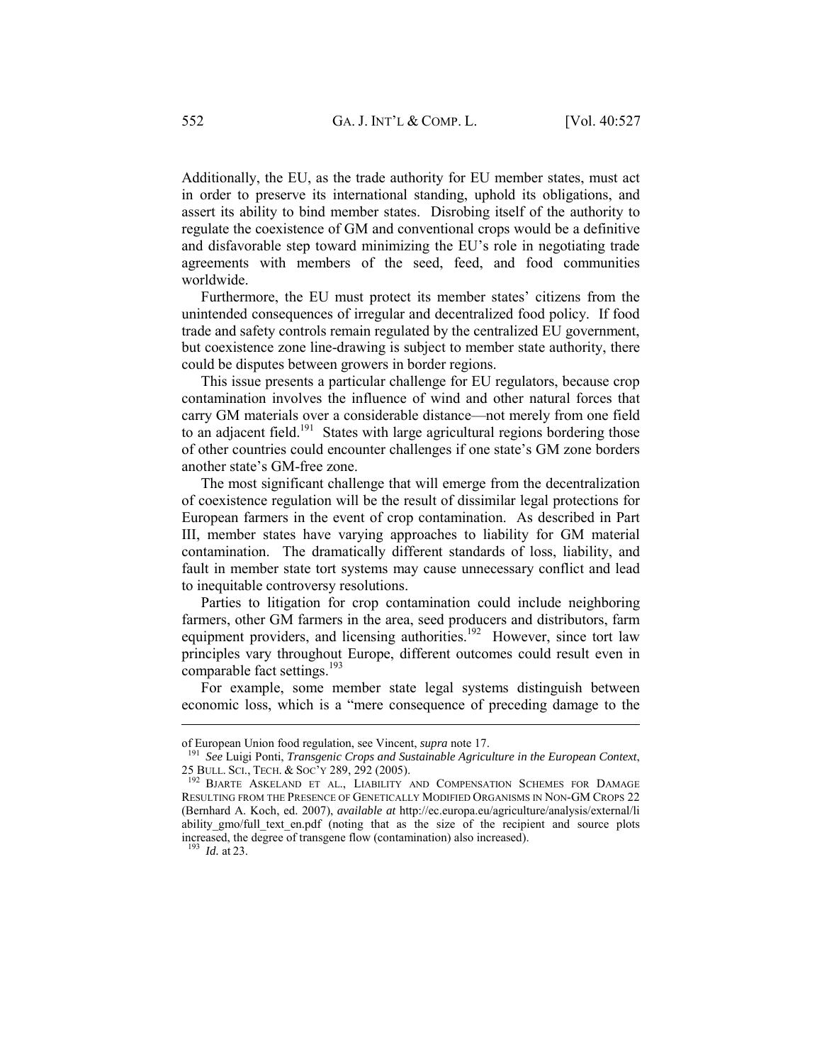Additionally, the EU, as the trade authority for EU member states, must act in order to preserve its international standing, uphold its obligations, and assert its ability to bind member states. Disrobing itself of the authority to regulate the coexistence of GM and conventional crops would be a definitive and disfavorable step toward minimizing the EU's role in negotiating trade agreements with members of the seed, feed, and food communities worldwide.

Furthermore, the EU must protect its member states' citizens from the unintended consequences of irregular and decentralized food policy. If food trade and safety controls remain regulated by the centralized EU government, but coexistence zone line-drawing is subject to member state authority, there could be disputes between growers in border regions.

This issue presents a particular challenge for EU regulators, because crop contamination involves the influence of wind and other natural forces that carry GM materials over a considerable distance—not merely from one field to an adjacent field.[191] States with large agricultural regions bordering those of other countries could encounter challenges if one state's GM zone borders another state's GM-free zone.

The most significant challenge that will emerge from the decentralization of coexistence regulation will be the result of dissimilar legal protections for European farmers in the event of crop contamination. As described in Part III, member states have varying approaches to liability for GM material contamination. The dramatically different standards of loss, liability, and fault in member state tort systems may cause unnecessary conflict and lead to inequitable controversy resolutions.

Parties to litigation for crop contamination could include neighboring farmers, other GM farmers in the area, seed producers and distributors, farm equipment providers, and licensing authorities.[192] However, since tort law principles vary throughout Europe, different outcomes could result even in comparable fact settings.[193]

For example, some member state legal systems distinguish between economic loss, which is a "mere consequence of preceding damage to the

---

of European Union food regulation, see Vincent, *supra* note 17.

[191] *See* Luigi Ponti, *Transgenic Crops and Sustainable Agriculture in the European Context*, 25 BULL. SCI., TECH. & SOC'Y 289, 292 (2005).

[192] BJARTE ASKELAND ET AL., LIABILITY AND COMPENSATION SCHEMES FOR DAMAGE RESULTING FROM THE PRESENCE OF GENETICALLY MODIFIED ORGANISMS IN NON-GM CROPS 22 (Bernhard A. Koch, ed. 2007), *available at* http://ec.europa.eu/agriculture/analysis/external/liability_gmo/full_text_en.pdf (noting that as the size of the recipient and source plots increased, the degree of transgene flow (contamination) also increased).

[193] *Id.* at 23.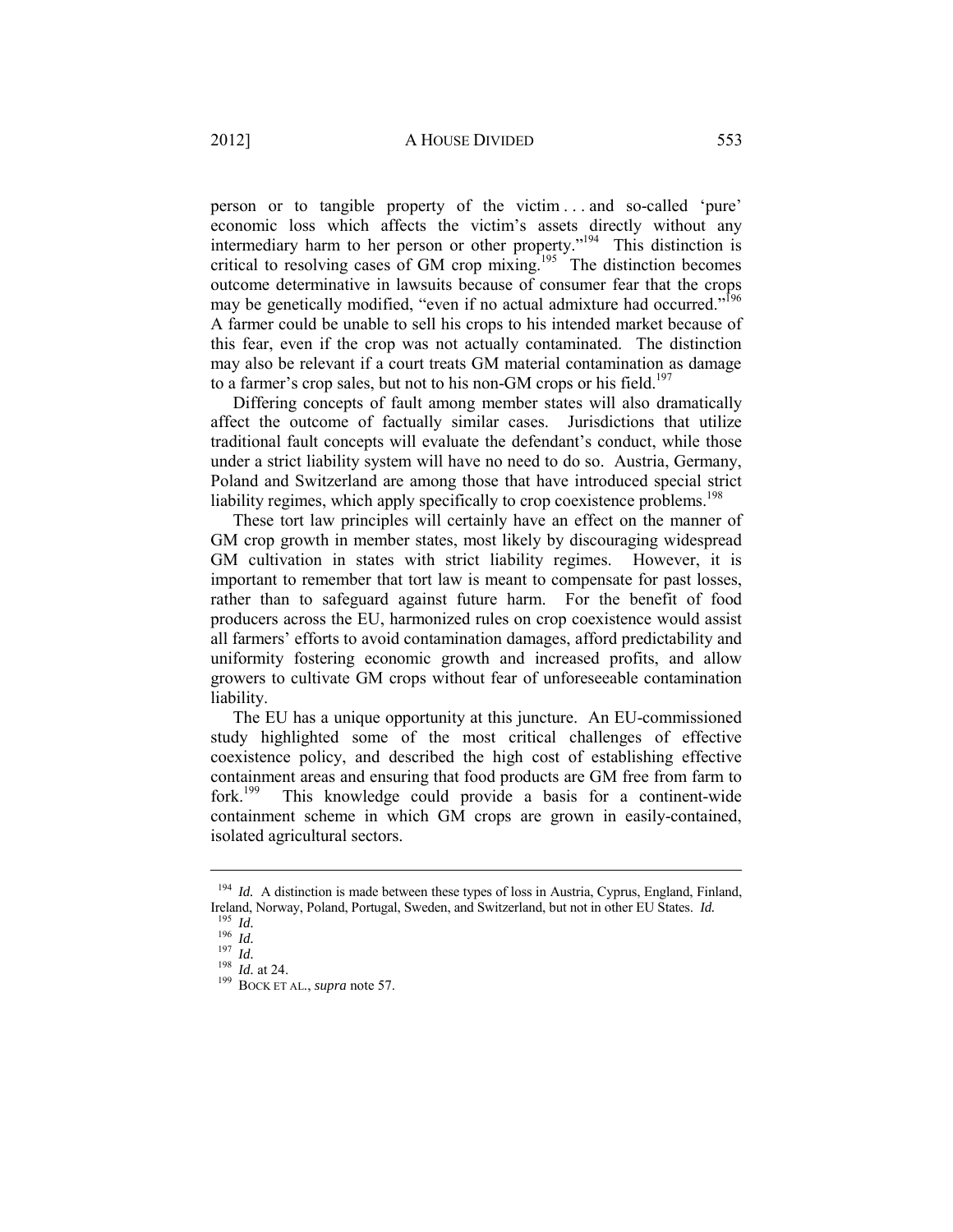person or to tangible property of the victim . . . and so-called 'pure' economic loss which affects the victim's assets directly without any intermediary harm to her person or other property."[194] This distinction is critical to resolving cases of GM crop mixing.[195] The distinction becomes outcome determinative in lawsuits because of consumer fear that the crops may be genetically modified, "even if no actual admixture had occurred."[196] A farmer could be unable to sell his crops to his intended market because of this fear, even if the crop was not actually contaminated. The distinction may also be relevant if a court treats GM material contamination as damage to a farmer's crop sales, but not to his non-GM crops or his field.[197]

Differing concepts of fault among member states will also dramatically affect the outcome of factually similar cases. Jurisdictions that utilize traditional fault concepts will evaluate the defendant's conduct, while those under a strict liability system will have no need to do so. Austria, Germany, Poland and Switzerland are among those that have introduced special strict liability regimes, which apply specifically to crop coexistence problems.[198]

These tort law principles will certainly have an effect on the manner of GM crop growth in member states, most likely by discouraging widespread GM cultivation in states with strict liability regimes. However, it is important to remember that tort law is meant to compensate for past losses, rather than to safeguard against future harm. For the benefit of food producers across the EU, harmonized rules on crop coexistence would assist all farmers' efforts to avoid contamination damages, afford predictability and uniformity fostering economic growth and increased profits, and allow growers to cultivate GM crops without fear of unforeseeable contamination liability.

The EU has a unique opportunity at this juncture. An EU-commissioned study highlighted some of the most critical challenges of effective coexistence policy, and described the high cost of establishing effective containment areas and ensuring that food products are GM free from farm to fork.[199] This knowledge could provide a basis for a continent-wide containment scheme in which GM crops are grown in easily-contained, isolated agricultural sectors.

---

[194] *Id.* A distinction is made between these types of loss in Austria, Cyprus, England, Finland, Ireland, Norway, Poland, Portugal, Sweden, and Switzerland, but not in other EU States. *Id.*

[195] *Id.*

[196] *Id.*

[197] *Id.*

[198] *Id.* at 24.

[199] BOCK ET AL., *supra* note 57.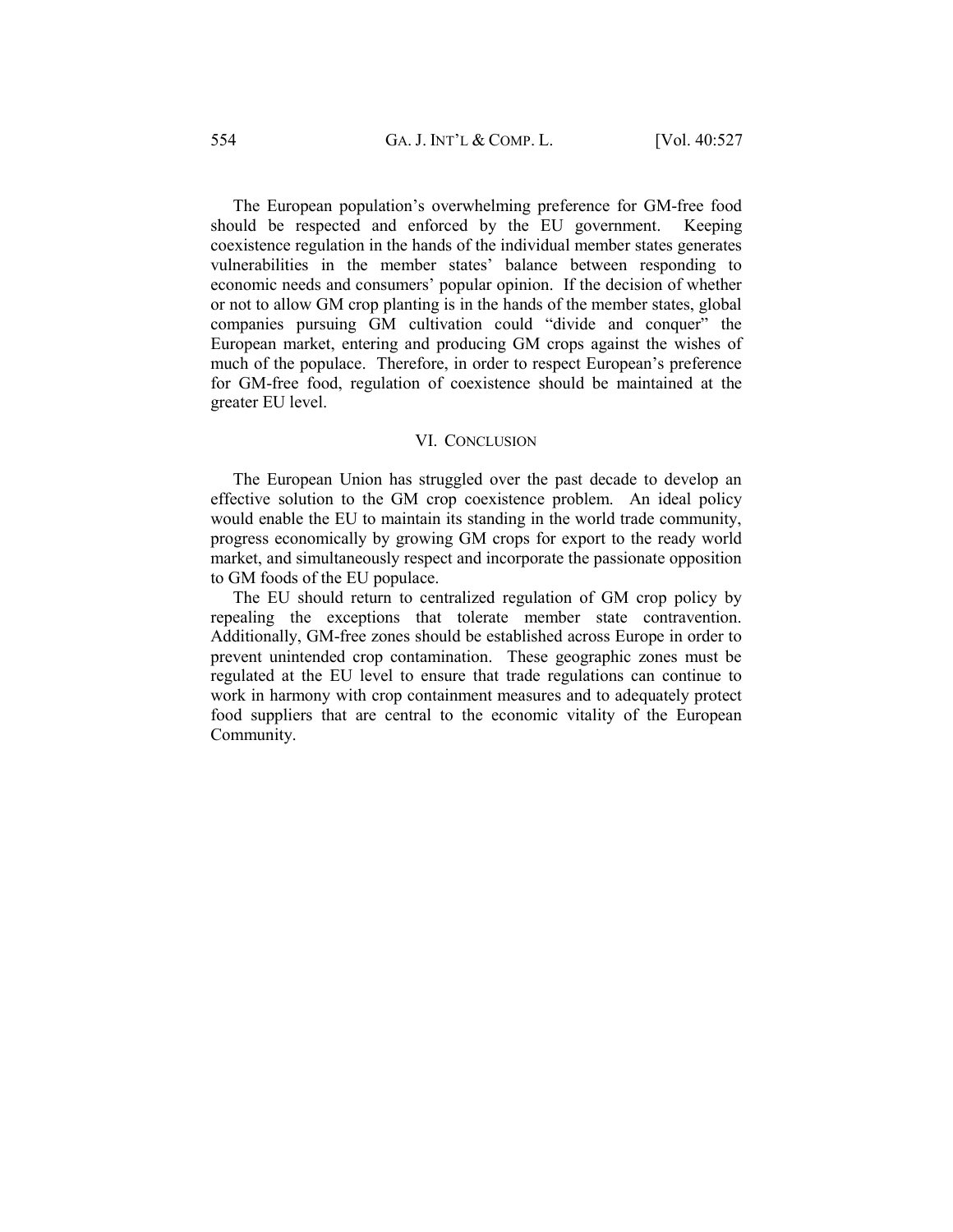The European population's overwhelming preference for GM-free food should be respected and enforced by the EU government. Keeping coexistence regulation in the hands of the individual member states generates vulnerabilities in the member states' balance between responding to economic needs and consumers' popular opinion. If the decision of whether or not to allow GM crop planting is in the hands of the member states, global companies pursuing GM cultivation could "divide and conquer" the European market, entering and producing GM crops against the wishes of much of the populace. Therefore, in order to respect European's preference for GM-free food, regulation of coexistence should be maintained at the greater EU level.

## VI. CONCLUSION

The European Union has struggled over the past decade to develop an effective solution to the GM crop coexistence problem. An ideal policy would enable the EU to maintain its standing in the world trade community, progress economically by growing GM crops for export to the ready world market, and simultaneously respect and incorporate the passionate opposition to GM foods of the EU populace.

The EU should return to centralized regulation of GM crop policy by repealing the exceptions that tolerate member state contravention. Additionally, GM-free zones should be established across Europe in order to prevent unintended crop contamination. These geographic zones must be regulated at the EU level to ensure that trade regulations can continue to work in harmony with crop containment measures and to adequately protect food suppliers that are central to the economic vitality of the European Community.